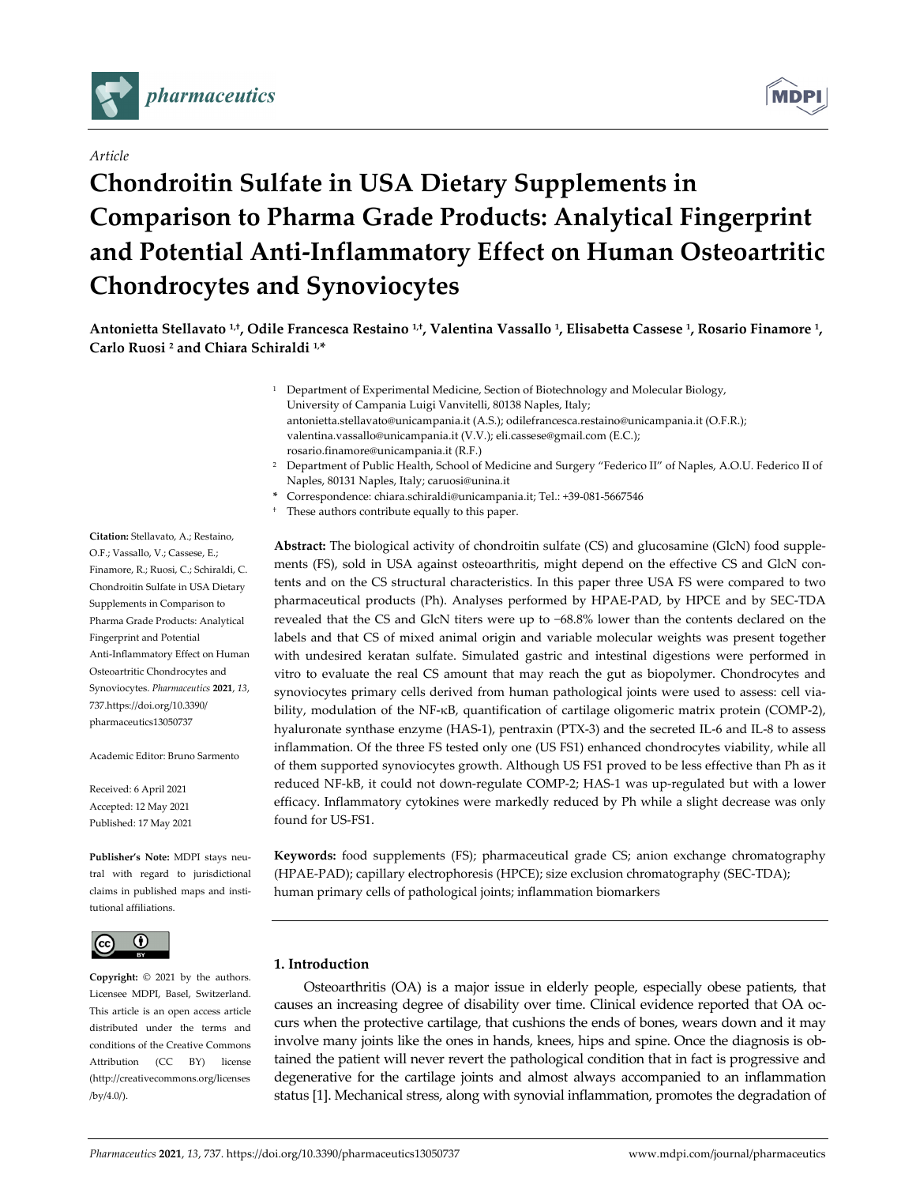*Article*

# Chondroitin Sulfate in USA Dietary Supplements in Comparison to Pharma Grade Products: Analytical Fingerprint and Potential Anti-Inflammatory Effect on Human Osteoartritic Chondrocytes and Synoviocytes

**Antonietta Stellavato [1,†], Odile Francesca Restaino [1,†], Valentina Vassallo [1], Elisabetta Cassese [1], Rosario Finamore [1], Carlo Ruosi [2] and Chiara Schiraldi [1,*]**

[1] Department of Experimental Medicine, Section of Biotechnology and Molecular Biology, University of Campania Luigi Vanvitelli, 80138 Naples, Italy; antonietta.stellavato@unicampania.it (A.S.); odilefrancesca.restaino@unicampania.it (O.F.R.); valentina.vassallo@unicampania.it (V.V.); eli.cassese@gmail.com (E.C.); rosario.finamore@unicampania.it (R.F.)

[2] Department of Public Health, School of Medicine and Surgery "Federico II" of Naples, A.O.U. Federico II of Naples, 80131 Naples, Italy; caruosi@unina.it

\* Correspondence: chiara.schiraldi@unicampania.it; Tel.: +39-081-5667546

† These authors contribute equally to this paper.

**Citation:** Stellavato, A.; Restaino, O.F.; Vassallo, V.; Cassese, E.; Finamore, R.; Ruosi, C.; Schiraldi, C. Chondroitin Sulfate in USA Dietary Supplements in Comparison to Pharma Grade Products: Analytical Fingerprint and Potential Anti-Inflammatory Effect on Human Osteoartritic Chondrocytes and Synoviocytes. *Pharmaceutics* **2021**, *13*, 737. https://doi.org/10.3390/pharmaceutics13050737

Academic Editor: Bruno Sarmento

Received: 6 April 2021
Accepted: 12 May 2021
Published: 17 May 2021

**Publisher's Note:** MDPI stays neutral with regard to jurisdictional claims in published maps and institutional affiliations.

**Copyright:** © 2021 by the authors. Licensee MDPI, Basel, Switzerland. This article is an open access article distributed under the terms and conditions of the Creative Commons Attribution (CC BY) license (http://creativecommons.org/licenses/by/4.0/).

**Abstract:** The biological activity of chondroitin sulfate (CS) and glucosamine (GlcN) food supplements (FS), sold in USA against osteoarthritis, might depend on the effective CS and GlcN contents and on the CS structural characteristics. In this paper three USA FS were compared to two pharmaceutical products (Ph). Analyses performed by HPAE-PAD, by HPCE and by SEC-TDA revealed that the CS and GlcN titers were up to −68.8% lower than the contents declared on the labels and that CS of mixed animal origin and variable molecular weights was present together with undesired keratan sulfate. Simulated gastric and intestinal digestions were performed in vitro to evaluate the real CS amount that may reach the gut as biopolymer. Chondrocytes and synoviocytes primary cells derived from human pathological joints were used to assess: cell viability, modulation of the NF-κB, quantification of cartilage oligomeric matrix protein (COMP-2), hyaluronate synthase enzyme (HAS-1), pentraxin (PTX-3) and the secreted IL-6 and IL-8 to assess inflammation. Of the three FS tested only one (US FS1) enhanced chondrocytes viability, while all of them supported synoviocytes growth. Although US FS1 proved to be less effective than Ph as it reduced NF-kB, it could not down-regulate COMP-2; HAS-1 was up-regulated but with a lower efficacy. Inflammatory cytokines were markedly reduced by Ph while a slight decrease was only found for US-FS1.

**Keywords:** food supplements (FS); pharmaceutical grade CS; anion exchange chromatography (HPAE-PAD); capillary electrophoresis (HPCE); size exclusion chromatography (SEC-TDA); human primary cells of pathological joints; inflammation biomarkers

## 1. Introduction

Osteoarthritis (OA) is a major issue in elderly people, especially obese patients, that causes an increasing degree of disability over time. Clinical evidence reported that OA occurs when the protective cartilage, that cushions the ends of bones, wears down and it may involve many joints like the ones in hands, knees, hips and spine. Once the diagnosis is obtained the patient will never revert the pathological condition that in fact is progressive and degenerative for the cartilage joints and almost always accompanied to an inflammation status [1]. Mechanical stress, along with synovial inflammation, promotes the degradation of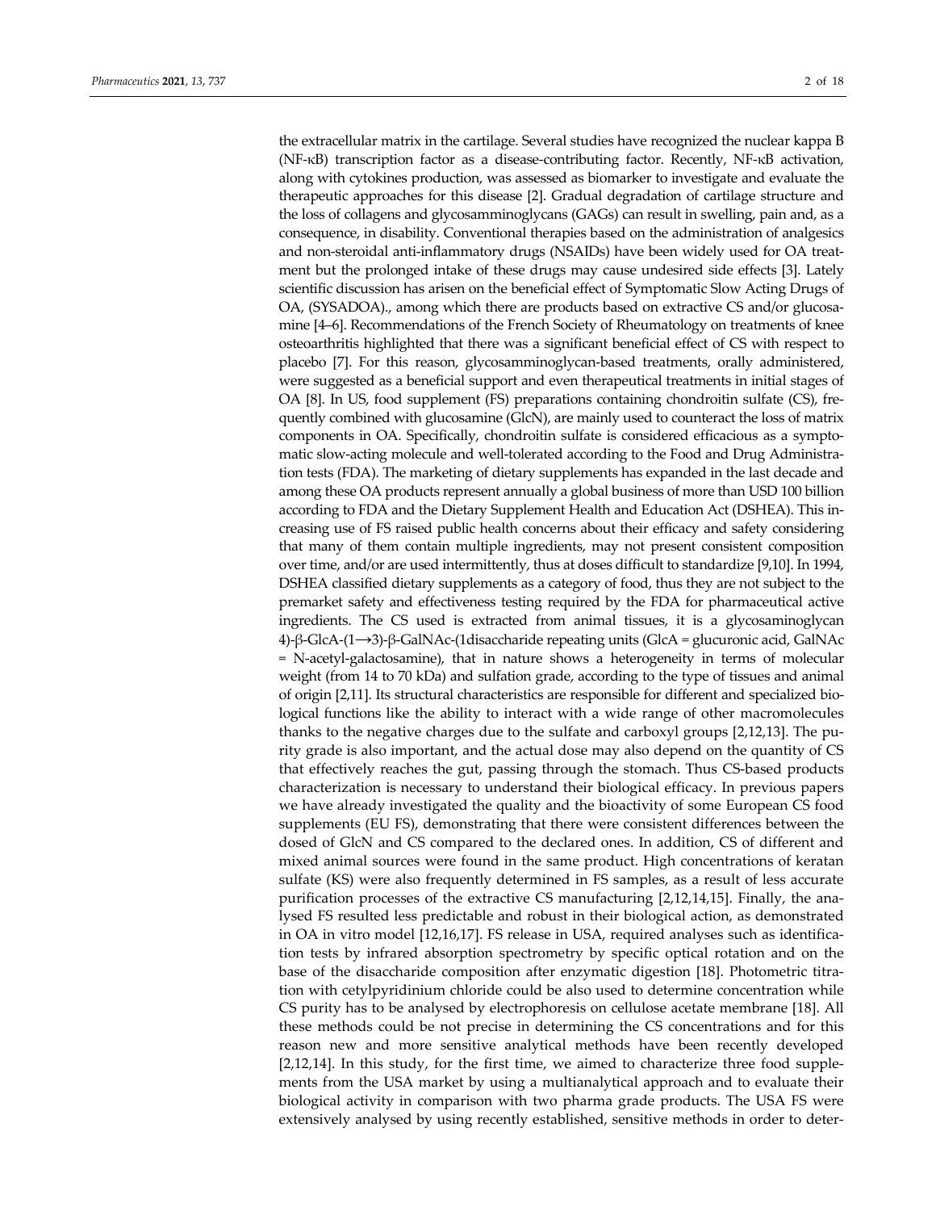the extracellular matrix in the cartilage. Several studies have recognized the nuclear kappa B (NF-κB) transcription factor as a disease-contributing factor. Recently, NF-κB activation, along with cytokines production, was assessed as biomarker to investigate and evaluate the therapeutic approaches for this disease [2]. Gradual degradation of cartilage structure and the loss of collagens and glycosamminoglycans (GAGs) can result in swelling, pain and, as a consequence, in disability. Conventional therapies based on the administration of analgesics and non-steroidal anti-inflammatory drugs (NSAIDs) have been widely used for OA treatment but the prolonged intake of these drugs may cause undesired side effects [3]. Lately scientific discussion has arisen on the beneficial effect of Symptomatic Slow Acting Drugs of OA, (SYSADOA)., among which there are products based on extractive CS and/or glucosamine [4–6]. Recommendations of the French Society of Rheumatology on treatments of knee osteoarthritis highlighted that there was a significant beneficial effect of CS with respect to placebo [7]. For this reason, glycosamminoglycan-based treatments, orally administered, were suggested as a beneficial support and even therapeutical treatments in initial stages of OA [8]. In US, food supplement (FS) preparations containing chondroitin sulfate (CS), frequently combined with glucosamine (GlcN), are mainly used to counteract the loss of matrix components in OA. Specifically, chondroitin sulfate is considered efficacious as a symptomatic slow-acting molecule and well-tolerated according to the Food and Drug Administration tests (FDA). The marketing of dietary supplements has expanded in the last decade and among these OA products represent annually a global business of more than USD 100 billion according to FDA and the Dietary Supplement Health and Education Act (DSHEA). This increasing use of FS raised public health concerns about their efficacy and safety considering that many of them contain multiple ingredients, may not present consistent composition over time, and/or are used intermittently, thus at doses difficult to standardize [9,10]. In 1994, DSHEA classified dietary supplements as a category of food, thus they are not subject to the premarket safety and effectiveness testing required by the FDA for pharmaceutical active ingredients. The CS used is extracted from animal tissues, it is a glycosaminoglycan 4)-β-GlcA-(1⟶3)-β-GalNAc-(1disaccharide repeating units (GlcA = glucuronic acid, GalNAc = N-acetyl-galactosamine), that in nature shows a heterogeneity in terms of molecular weight (from 14 to 70 kDa) and sulfation grade, according to the type of tissues and animal of origin [2,11]. Its structural characteristics are responsible for different and specialized biological functions like the ability to interact with a wide range of other macromolecules thanks to the negative charges due to the sulfate and carboxyl groups [2,12,13]. The purity grade is also important, and the actual dose may also depend on the quantity of CS that effectively reaches the gut, passing through the stomach. Thus CS-based products characterization is necessary to understand their biological efficacy. In previous papers we have already investigated the quality and the bioactivity of some European CS food supplements (EU FS), demonstrating that there were consistent differences between the dosed of GlcN and CS compared to the declared ones. In addition, CS of different and mixed animal sources were found in the same product. High concentrations of keratan sulfate (KS) were also frequently determined in FS samples, as a result of less accurate purification processes of the extractive CS manufacturing [2,12,14,15]. Finally, the analysed FS resulted less predictable and robust in their biological action, as demonstrated in OA in vitro model [12,16,17]. FS release in USA, required analyses such as identification tests by infrared absorption spectrometry by specific optical rotation and on the base of the disaccharide composition after enzymatic digestion [18]. Photometric titration with cetylpyridinium chloride could be also used to determine concentration while CS purity has to be analysed by electrophoresis on cellulose acetate membrane [18]. All these methods could be not precise in determining the CS concentrations and for this reason new and more sensitive analytical methods have been recently developed [2,12,14]. In this study, for the first time, we aimed to characterize three food supplements from the USA market by using a multianalytical approach and to evaluate their biological activity in comparison with two pharma grade products. The USA FS were extensively analysed by using recently established, sensitive methods in order to deter-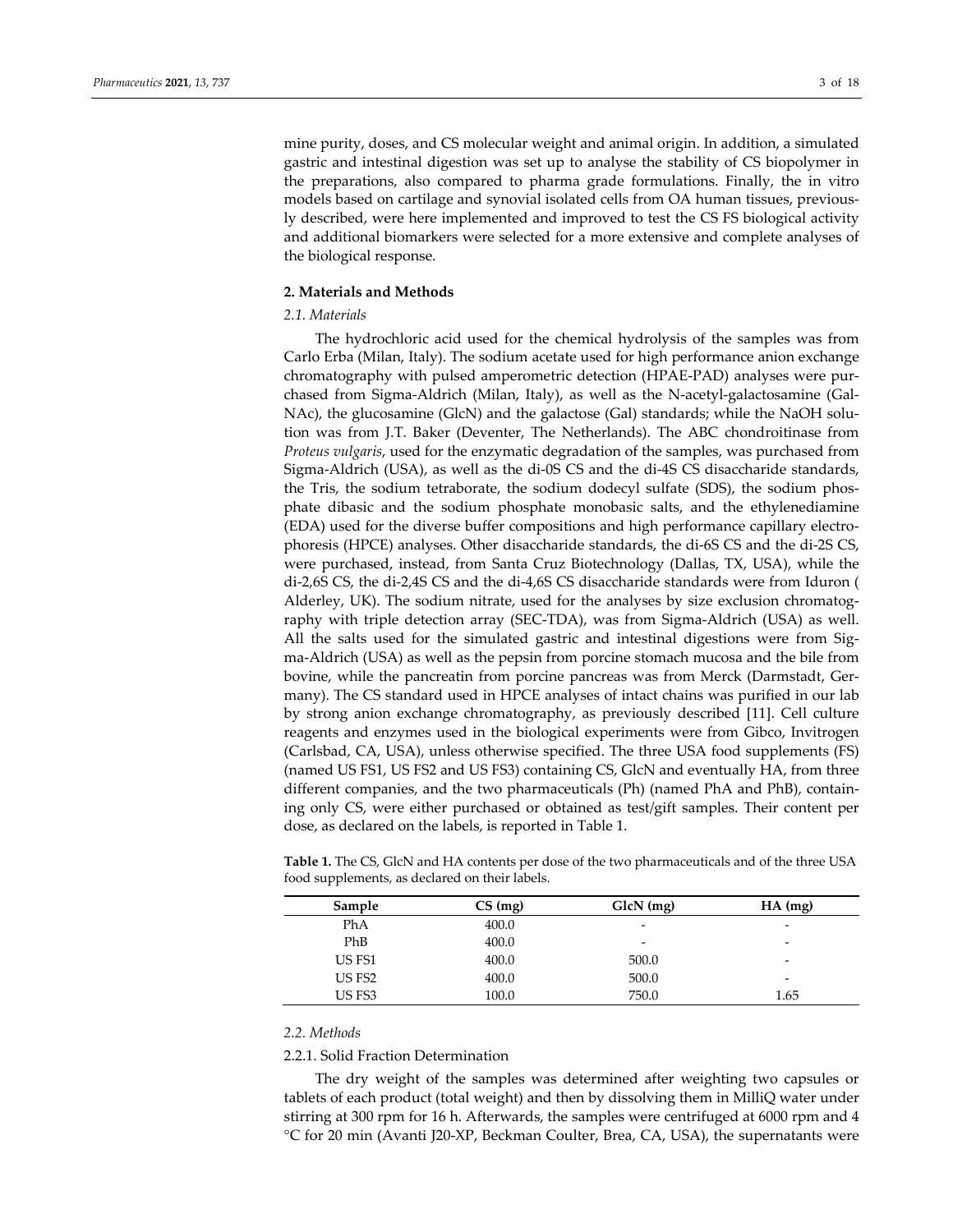mine purity, doses, and CS molecular weight and animal origin. In addition, a simulated gastric and intestinal digestion was set up to analyse the stability of CS biopolymer in the preparations, also compared to pharma grade formulations. Finally, the in vitro models based on cartilage and synovial isolated cells from OA human tissues, previously described, were here implemented and improved to test the CS FS biological activity and additional biomarkers were selected for a more extensive and complete analyses of the biological response.

## 2. Materials and Methods

### 2.1. Materials

The hydrochloric acid used for the chemical hydrolysis of the samples was from Carlo Erba (Milan, Italy). The sodium acetate used for high performance anion exchange chromatography with pulsed amperometric detection (HPAE-PAD) analyses were purchased from Sigma-Aldrich (Milan, Italy), as well as the N-acetyl-galactosamine (GalNAc), the glucosamine (GlcN) and the galactose (Gal) standards; while the NaOH solution was from J.T. Baker (Deventer, The Netherlands). The ABC chondroitinase from *Proteus vulgaris*, used for the enzymatic degradation of the samples, was purchased from Sigma-Aldrich (USA), as well as the di-0S CS and the di-4S CS disaccharide standards, the sodium tetraborate, the Tris, the sodium dodecyl sulfate (SDS), the sodium phosphate dibasic and the sodium phosphate monobasic salts, and the ethylenediamine (EDA) used for the diverse buffer compositions and high performance capillary electrophoresis (HPCE) analyses. Other disaccharide standards, the di-6S CS and the di-2S CS, were purchased, instead, from Santa Cruz Biotechnology (Dallas, TX, USA), while the di-2,6S CS, the di-2,4S CS and the di-4,6S CS disaccharide standards were from Iduron ( Alderley, UK). The sodium nitrate, used for the analyses by size exclusion chromatography with triple detection array (SEC-TDA), was from Sigma-Aldrich (USA) as well. All the salts used for the simulated gastric and intestinal digestions were from Sigma-Aldrich (USA) as well as the pepsin from porcine stomach mucosa and the bile from bovine, while the pancreatin from porcine pancreas was from Merck (Darmstadt, Germany). The CS standard used in HPCE analyses of intact chains was purified in our lab by strong anion exchange chromatography, as previously described [11]. Cell culture reagents and enzymes used in the biological experiments were from Gibco, Invitrogen (Carlsbad, CA, USA), unless otherwise specified. The three USA food supplements (FS) (named US FS1, US FS2 and US FS3) containing CS, GlcN and eventually HA, from three different companies, and the two pharmaceuticals (Ph) (named PhA and PhB), containing only CS, were either purchased or obtained as test/gift samples. Their content per dose, as declared on the labels, is reported in Table 1.

**Table 1.** The CS, GlcN and HA contents per dose of the two pharmaceuticals and of the three USA food supplements, as declared on their labels.

| Sample | CS (mg) | GlcN (mg) | HA (mg) |
|---|---|---|---|
| PhA | 400.0 | - | - |
| PhB | 400.0 | - | - |
| US FS1 | 400.0 | 500.0 | - |
| US FS2 | 400.0 | 500.0 | - |
| US FS3 | 100.0 | 750.0 | 1.65 |

### 2.2. Methods

#### 2.2.1. Solid Fraction Determination

The dry weight of the samples was determined after weighting two capsules or tablets of each product (total weight) and then by dissolving them in MilliQ water under stirring at 300 rpm for 16 h. Afterwards, the samples were centrifuged at 6000 rpm and 4 °C for 20 min (Avanti J20-XP, Beckman Coulter, Brea, CA, USA), the supernatants were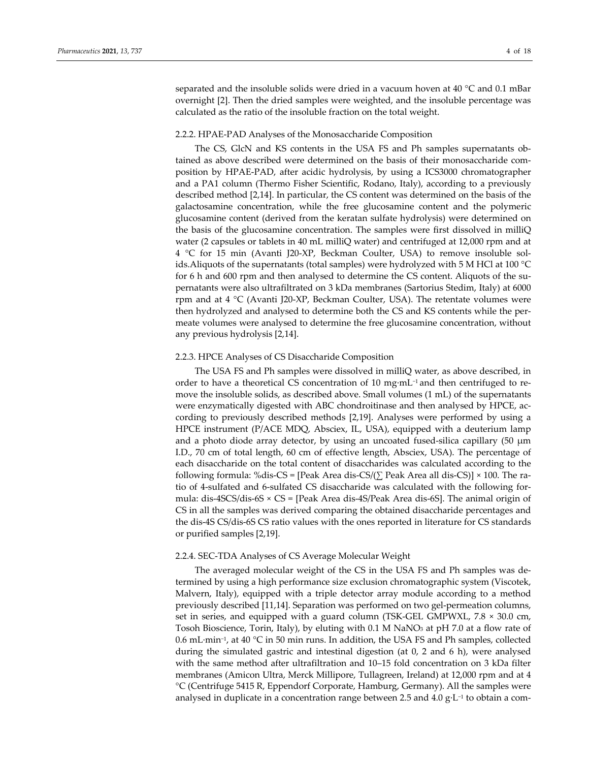separated and the insoluble solids were dried in a vacuum hoven at 40 °C and 0.1 mBar overnight [2]. Then the dried samples were weighted, and the insoluble percentage was calculated as the ratio of the insoluble fraction on the total weight.

### 2.2.2. HPAE-PAD Analyses of the Monosaccharide Composition

The CS, GlcN and KS contents in the USA FS and Ph samples supernatants obtained as above described were determined on the basis of their monosaccharide composition by HPAE-PAD, after acidic hydrolysis, by using a ICS3000 chromatographer and a PA1 column (Thermo Fisher Scientific, Rodano, Italy), according to a previously described method [2,14]. In particular, the CS content was determined on the basis of the galactosamine concentration, while the free glucosamine content and the polymeric glucosamine content (derived from the keratan sulfate hydrolysis) were determined on the basis of the glucosamine concentration. The samples were first dissolved in milliQ water (2 capsules or tablets in 40 mL milliQ water) and centrifuged at 12,000 rpm and at 4 °C for 15 min (Avanti J20-XP, Beckman Coulter, USA) to remove insoluble solids.Aliquots of the supernatants (total samples) were hydrolyzed with 5 M HCl at 100 °C for 6 h and 600 rpm and then analysed to determine the CS content. Aliquots of the supernatants were also ultrafiltrated on 3 kDa membranes (Sartorius Stedim, Italy) at 6000 rpm and at 4 °C (Avanti J20-XP, Beckman Coulter, USA). The retentate volumes were then hydrolyzed and analysed to determine both the CS and KS contents while the permeate volumes were analysed to determine the free glucosamine concentration, without any previous hydrolysis [2,14].

### 2.2.3. HPCE Analyses of CS Disaccharide Composition

The USA FS and Ph samples were dissolved in milliQ water, as above described, in order to have a theoretical CS concentration of 10 mg·mL$^{-1}$ and then centrifuged to remove the insoluble solids, as described above. Small volumes (1 mL) of the supernatants were enzymatically digested with ABC chondroitinase and then analysed by HPCE, according to previously described methods [2,19]. Analyses were performed by using a HPCE instrument (P/ACE MDQ, Absciex, IL, USA), equipped with a deuterium lamp and a photo diode array detector, by using an uncoated fused-silica capillary (50 μm I.D., 70 cm of total length, 60 cm of effective length, Absciex, USA). The percentage of each disaccharide on the total content of disaccharides was calculated according to the following formula: %dis-CS = [Peak Area dis-CS/(∑ Peak Area all dis-CS)] × 100. The ratio of 4-sulfated and 6-sulfated CS disaccharide was calculated with the following formula: dis-4SCS/dis-6S × CS = [Peak Area dis-4S/Peak Area dis-6S]. The animal origin of CS in all the samples was derived comparing the obtained disaccharide percentages and the dis-4S CS/dis-6S CS ratio values with the ones reported in literature for CS standards or purified samples [2,19].

### 2.2.4. SEC-TDA Analyses of CS Average Molecular Weight

The averaged molecular weight of the CS in the USA FS and Ph samples was determined by using a high performance size exclusion chromatographic system (Viscotek, Malvern, Italy), equipped with a triple detector array module according to a method previously described [11,14]. Separation was performed on two gel-permeation columns, set in series, and equipped with a guard column (TSK-GEL GMPWXL, 7.8 × 30.0 cm, Tosoh Bioscience, Torin, Italy), by eluting with 0.1 M $NaNO_3$ at pH 7.0 at a flow rate of 0.6 mL·min$^{-1}$, at 40 °C in 50 min runs. In addition, the USA FS and Ph samples, collected during the simulated gastric and intestinal digestion (at 0, 2 and 6 h), were analysed with the same method after ultrafiltration and 10–15 fold concentration on 3 kDa filter membranes (Amicon Ultra, Merck Millipore, Tullagreen, Ireland) at 12,000 rpm and at 4 °C (Centrifuge 5415 R, Eppendorf Corporate, Hamburg, Germany). All the samples were analysed in duplicate in a concentration range between 2.5 and 4.0 g·L$^{-1}$ to obtain a com-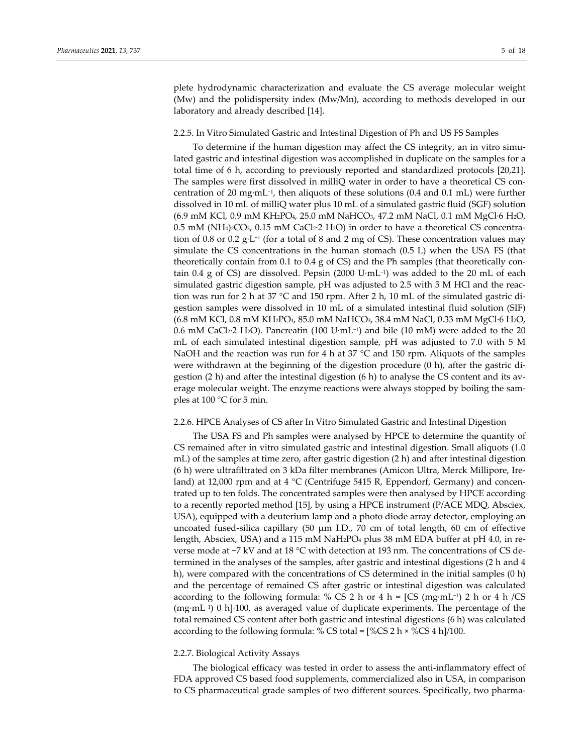plete hydrodynamic characterization and evaluate the CS average molecular weight (Mw) and the polidispersity index (Mw/Mn), according to methods developed in our laboratory and already described [14].

#### 2.2.5. In Vitro Simulated Gastric and Intestinal Digestion of Ph and US FS Samples

To determine if the human digestion may affect the CS integrity, an in vitro simulated gastric and intestinal digestion was accomplished in duplicate on the samples for a total time of 6 h, according to previously reported and standardized protocols [20,21]. The samples were first dissolved in milliQ water in order to have a theoretical CS concentration of 20 mg·mL$^{-1}$, then aliquots of these solutions (0.4 and 0.1 mL) were further dissolved in 10 mL of milliQ water plus 10 mL of a simulated gastric fluid (SGF) solution (6.9 mM KCl, 0.9 mM $KH_2PO_4$, 25.0 mM $NaHCO_3$, 47.2 mM NaCl, 0.1 mM $MgCl$·6 $H_2O$, 0.5 mM $(NH_4)_2CO_3$, 0.15 mM $CaCl_2$·2 $H_2O$) in order to have a theoretical CS concentration of 0.8 or 0.2 g·L$^{-1}$ (for a total of 8 and 2 mg of CS). These concentration values may simulate the CS concentrations in the human stomach (0.5 L) when the USA FS (that theoretically contain from 0.1 to 0.4 g of CS) and the Ph samples (that theoretically contain 0.4 g of CS) are dissolved. Pepsin (2000 U·mL$^{-1}$) was added to the 20 mL of each simulated gastric digestion sample, pH was adjusted to 2.5 with 5 M HCl and the reaction was run for 2 h at 37 °C and 150 rpm. After 2 h, 10 mL of the simulated gastric digestion samples were dissolved in 10 mL of a simulated intestinal fluid solution (SIF) (6.8 mM KCl, 0.8 mM $KH_2PO_4$, 85.0 mM $NaHCO_3$, 38.4 mM NaCl, 0.33 mM $MgCl$·6 $H_2O$, 0.6 mM $CaCl_2$·2 $H_2O$). Pancreatin (100 U·mL$^{-1}$) and bile (10 mM) were added to the 20 mL of each simulated intestinal digestion sample, pH was adjusted to 7.0 with 5 M NaOH and the reaction was run for 4 h at 37 °C and 150 rpm. Aliquots of the samples were withdrawn at the beginning of the digestion procedure (0 h), after the gastric digestion (2 h) and after the intestinal digestion (6 h) to analyse the CS content and its average molecular weight. The enzyme reactions were always stopped by boiling the samples at 100 °C for 5 min.

#### 2.2.6. HPCE Analyses of CS after In Vitro Simulated Gastric and Intestinal Digestion

The USA FS and Ph samples were analysed by HPCE to determine the quantity of CS remained after in vitro simulated gastric and intestinal digestion. Small aliquots (1.0 mL) of the samples at time zero, after gastric digestion (2 h) and after intestinal digestion (6 h) were ultrafiltrated on 3 kDa filter membranes (Amicon Ultra, Merck Millipore, Ireland) at 12,000 rpm and at 4 °C (Centrifuge 5415 R, Eppendorf, Germany) and concentrated up to ten folds. The concentrated samples were then analysed by HPCE according to a recently reported method [15], by using a HPCE instrument (P/ACE MDQ, Absciex, USA), equipped with a deuterium lamp and a photo diode array detector, employing an uncoated fused-silica capillary (50 μm I.D., 70 cm of total length, 60 cm of effective length, Absciex, USA) and a 115 mM $NaH_2PO_4$ plus 38 mM EDA buffer at pH 4.0, in reverse mode at −7 kV and at 18 °C with detection at 193 nm. The concentrations of CS determined in the analyses of the samples, after gastric and intestinal digestions (2 h and 4 h), were compared with the concentrations of CS determined in the initial samples (0 h) and the percentage of remained CS after gastric or intestinal digestion was calculated according to the following formula: % CS 2 h or 4 h = [CS (mg·mL$^{-1}$) 2 h or 4 h /CS (mg·mL$^{-1}$) 0 h]·100, as averaged value of duplicate experiments. The percentage of the total remained CS content after both gastric and intestinal digestions (6 h) was calculated according to the following formula: % CS total = [%CS 2 h × %CS 4 h]/100.

#### 2.2.7. Biological Activity Assays

The biological efficacy was tested in order to assess the anti-inflammatory effect of FDA approved CS based food supplements, commercialized also in USA, in comparison to CS pharmaceutical grade samples of two different sources. Specifically, two pharma-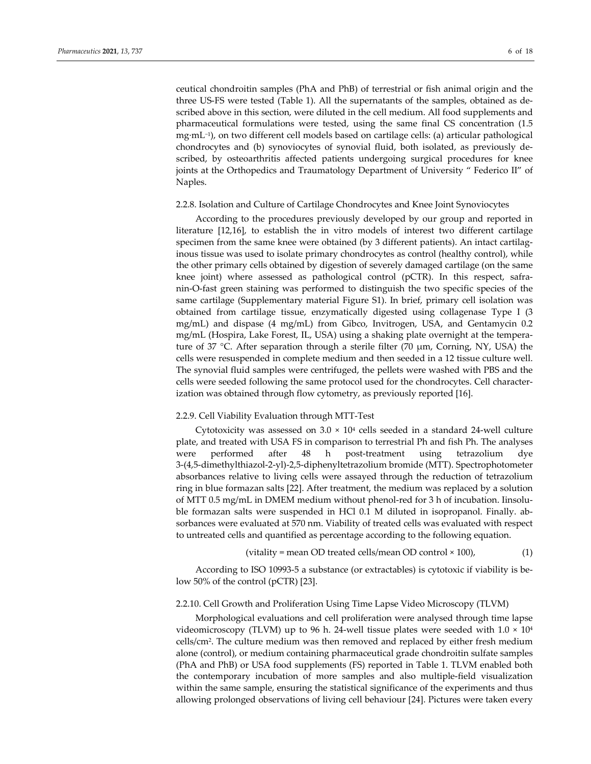ceutical chondroitin samples (PhA and PhB) of terrestrial or fish animal origin and the three US-FS were tested (Table 1). All the supernatants of the samples, obtained as described above in this section, were diluted in the cell medium. All food supplements and pharmaceutical formulations were tested, using the same final CS concentration (1.5 $mg \cdot mL^{-1}$), on two different cell models based on cartilage cells: (a) articular pathological chondrocytes and (b) synoviocytes of synovial fluid, both isolated, as previously described, by osteoarthritis affected patients undergoing surgical procedures for knee joints at the Orthopedics and Traumatology Department of University " Federico II" of Naples.

#### 2.2.8. Isolation and Culture of Cartilage Chondrocytes and Knee Joint Synoviocytes

According to the procedures previously developed by our group and reported in literature [12,16], to establish the in vitro models of interest two different cartilage specimen from the same knee were obtained (by 3 different patients). An intact cartilaginous tissue was used to isolate primary chondrocytes as control (healthy control), while the other primary cells obtained by digestion of severely damaged cartilage (on the same knee joint) where assessed as pathological control (pCTR). In this respect, safranin-O-fast green staining was performed to distinguish the two specific species of the same cartilage (Supplementary material Figure S1). In brief, primary cell isolation was obtained from cartilage tissue, enzymatically digested using collagenase Type I (3 mg/mL) and dispase (4 mg/mL) from Gibco, Invitrogen, USA, and Gentamycin 0.2 mg/mL (Hospira, Lake Forest, IL, USA) using a shaking plate overnight at the temperature of 37 °C. After separation through a sterile filter (70 μm, Corning, NY, USA) the cells were resuspended in complete medium and then seeded in a 12 tissue culture well. The synovial fluid samples were centrifuged, the pellets were washed with PBS and the cells were seeded following the same protocol used for the chondrocytes. Cell characterization was obtained through flow cytometry, as previously reported [16].

#### 2.2.9. Cell Viability Evaluation through MTT-Test

Cytotoxicity was assessed on $3.0 \times 10^4$ cells seeded in a standard 24-well culture plate, and treated with USA FS in comparison to terrestrial Ph and fish Ph. The analyses were performed after 48 h post-treatment using tetrazolium dye 3-(4,5-dimethylthiazol-2-yl)-2,5-diphenyltetrazolium bromide (MTT). Spectrophotometer absorbances relative to living cells were assayed through the reduction of tetrazolium ring in blue formazan salts [22]. After treatment, the medium was replaced by a solution of MTT 0.5 mg/mL in DMEM medium without phenol-red for 3 h of incubation. Iinsoluble formazan salts were suspended in HCl 0.1 M diluted in isopropanol. Finally. absorbances were evaluated at 570 nm. Viability of treated cells was evaluated with respect to untreated cells and quantified as percentage according to the following equation.

$$(\text{vitality} = \text{mean OD treated cells}/\text{mean OD control} \times 100), \quad (1)$$

According to ISO 10993-5 a substance (or extractables) is cytotoxic if viability is below 50% of the control (pCTR) [23].

#### 2.2.10. Cell Growth and Proliferation Using Time Lapse Video Microscopy (TLVM)

Morphological evaluations and cell proliferation were analysed through time lapse videomicroscopy (TLVM) up to 96 h. 24-well tissue plates were seeded with $1.0 \times 10^4$ cells/$cm^2$. The culture medium was then removed and replaced by either fresh medium alone (control), or medium containing pharmaceutical grade chondroitin sulfate samples (PhA and PhB) or USA food supplements (FS) reported in Table 1. TLVM enabled both the contemporary incubation of more samples and also multiple-field visualization within the same sample, ensuring the statistical significance of the experiments and thus allowing prolonged observations of living cell behaviour [24]. Pictures were taken every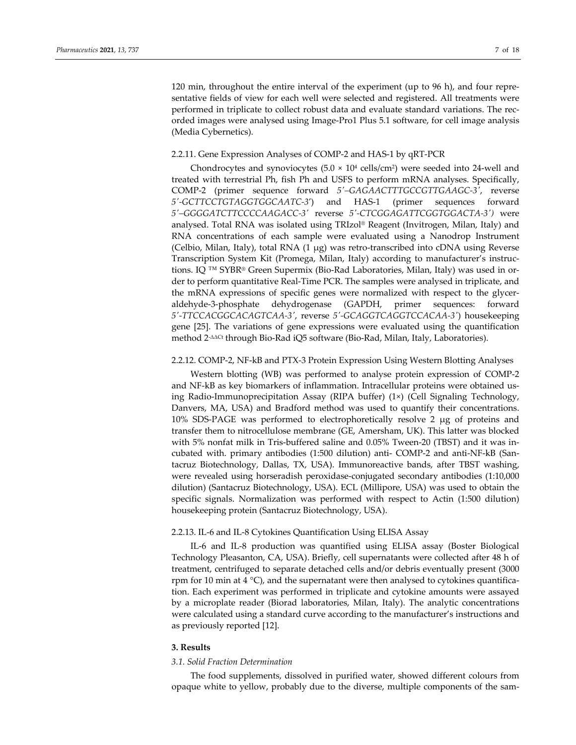120 min, throughout the entire interval of the experiment (up to 96 h), and four representative fields of view for each well were selected and registered. All treatments were performed in triplicate to collect robust data and evaluate standard variations. The recorded images were analysed using Image-Pro1 Plus 5.1 software, for cell image analysis (Media Cybernetics).

### 2.2.11. Gene Expression Analyses of COMP-2 and HAS-1 by qRT-PCR

Chondrocytes and synoviocytes ($5.0 \times 10^4$ cells/cm$^2$) were seeded into 24-well and treated with terrestrial Ph, fish Ph and USFS to perform mRNA analyses. Specifically, COMP-2 (primer sequence forward *5′–GAGAACTTTGCCGTTGAAGC-3′*, reverse *5′-GCTTCCTGTAGGTGGCAATC-3*′) and HAS-1 (primer sequences forward *5′–GGGGATCTTCCCCAAGACC-3′* reverse *5′-CTCGGAGATTCGGTGGACTA-3′)* were analysed. Total RNA was isolated using TRIzol® Reagent (Invitrogen, Milan, Italy) and RNA concentrations of each sample were evaluated using a Nanodrop Instrument (Celbio, Milan, Italy), total RNA (1 μg) was retro-transcribed into cDNA using Reverse Transcription System Kit (Promega, Milan, Italy) according to manufacturer's instructions. IQ ™ SYBR® Green Supermix (Bio-Rad Laboratories, Milan, Italy) was used in order to perform quantitative Real-Time PCR. The samples were analysed in triplicate, and the mRNA expressions of specific genes were normalized with respect to the glyceraldehyde-3-phosphate dehydrogenase (GAPDH, primer sequences: forward *5′-TTCCACGGCACAGTCAA-3′*, reverse *5′-GCAGGTCAGGTCCACAA-3′*) housekeeping gene [25]. The variations of gene expressions were evaluated using the quantification method $2^{-\Delta\Delta Ct}$ through Bio-Rad iQ5 software (Bio-Rad, Milan, Italy, Laboratories).

### 2.2.12. COMP-2, NF-kB and PTX-3 Protein Expression Using Western Blotting Analyses

Western blotting (WB) was performed to analyse protein expression of COMP-2 and NF-kB as key biomarkers of inflammation. Intracellular proteins were obtained using Radio-Immunoprecipitation Assay (RIPA buffer) (1×) (Cell Signaling Technology, Danvers, MA, USA) and Bradford method was used to quantify their concentrations. 10% SDS-PAGE was performed to electrophoretically resolve 2 μg of proteins and transfer them to nitrocellulose membrane (GE, Amersham, UK). This latter was blocked with 5% nonfat milk in Tris-buffered saline and 0.05% Tween-20 (TBST) and it was incubated with. primary antibodies (1:500 dilution) anti- COMP-2 and anti-NF-kB (Santacruz Biotechnology, Dallas, TX, USA). Immunoreactive bands, after TBST washing, were revealed using horseradish peroxidase-conjugated secondary antibodies (1:10,000 dilution) (Santacruz Biotechnology, USA). ECL (Millipore, USA) was used to obtain the specific signals. Normalization was performed with respect to Actin (1:500 dilution) housekeeping protein (Santacruz Biotechnology, USA).

### 2.2.13. IL-6 and IL-8 Cytokines Quantification Using ELISA Assay

IL-6 and IL-8 production was quantified using ELISA assay (Boster Biological Technology Pleasanton, CA, USA). Briefly, cell supernatants were collected after 48 h of treatment, centrifuged to separate detached cells and/or debris eventually present (3000 rpm for 10 min at 4 °C), and the supernatant were then analysed to cytokines quantification. Each experiment was performed in triplicate and cytokine amounts were assayed by a microplate reader (Biorad laboratories, Milan, Italy). The analytic concentrations were calculated using a standard curve according to the manufacturer's instructions and as previously reported [12].

## 3. Results

### *3.1. Solid Fraction Determination*

The food supplements, dissolved in purified water, showed different colours from opaque white to yellow, probably due to the diverse, multiple components of the sam-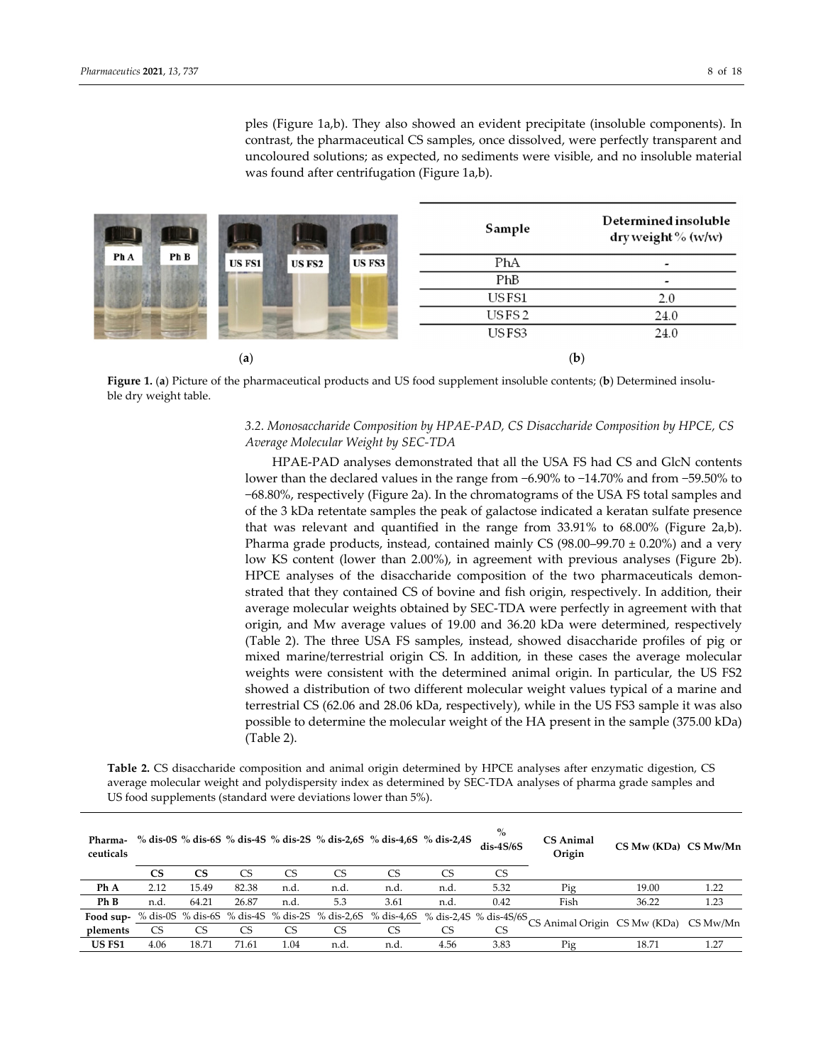ples (Figure 1a,b). They also showed an evident precipitate (insoluble components). In contrast, the pharmaceutical CS samples, once dissolved, were perfectly transparent and uncoloured solutions; as expected, no sediments were visible, and no insoluble material was found after centrifugation (Figure 1a,b).

| Sample | Determined insoluble dry weight % (w/w) |
|---|---|
| PhA | - |
| PhB | - |
| USFS1 | 2.0 |
| USFS2 | 24.0 |
| USFS3 | 24.0 |

(a) (b)

**Figure 1.** (**a**) Picture of the pharmaceutical products and US food supplement insoluble contents; (**b**) Determined insoluble dry weight table.

### 3.2. Monosaccharide Composition by HPAE-PAD, CS Disaccharide Composition by HPCE, CS Average Molecular Weight by SEC-TDA

HPAE-PAD analyses demonstrated that all the USA FS had CS and GlcN contents lower than the declared values in the range from −6.90% to −14.70% and from −59.50% to −68.80%, respectively (Figure 2a). In the chromatograms of the USA FS total samples and of the 3 kDa retentate samples the peak of galactose indicated a keratan sulfate presence that was relevant and quantified in the range from 33.91% to 68.00% (Figure 2a,b). Pharma grade products, instead, contained mainly CS (98.00–99.70 ± 0.20%) and a very low KS content (lower than 2.00%), in agreement with previous analyses (Figure 2b). HPCE analyses of the disaccharide composition of the two pharmaceuticals demonstrated that they contained CS of bovine and fish origin, respectively. In addition, their average molecular weights obtained by SEC-TDA were perfectly in agreement with that origin, and Mw average values of 19.00 and 36.20 kDa were determined, respectively (Table 2). The three USA FS samples, instead, showed disaccharide profiles of pig or mixed marine/terrestrial origin CS. In addition, in these cases the average molecular weights were consistent with the determined animal origin. In particular, the US FS2 showed a distribution of two different molecular weight values typical of a marine and terrestrial CS (62.06 and 28.06 kDa, respectively), while in the US FS3 sample it was also possible to determine the molecular weight of the HA present in the sample (375.00 kDa) (Table 2).

**Table 2.** CS disaccharide composition and animal origin determined by HPCE analyses after enzymatic digestion, CS average molecular weight and polydispersity index as determined by SEC-TDA analyses of pharma grade samples and US food supplements (standard were deviations lower than 5%).

| Pharmaceuticals | % dis-0S | % dis-6S | % dis-4S | % dis-2S | % dis-2,6S | % dis-4,6S | % dis-2,4S | % dis-4S/6S | CS Animal Origin | CS Mw (KDa) | CS Mw/Mn |
|---|---|---|---|---|---|---|---|---|---|---|---|
| | **CS** | **CS** | CS | CS | CS | CS | CS | CS | | | |
| **Ph A** | 2.12 | 15.49 | 82.38 | n.d. | n.d. | n.d. | n.d. | 5.32 | Pig | 19.00 | 1.22 |
| **Ph B** | n.d. | 64.21 | 26.87 | n.d. | 5.3 | 3.61 | n.d. | 0.42 | Fish | 36.22 | 1.23 |
| **Food supplements** | % dis-0S CS | % dis-6S CS | % dis-4S CS | % dis-2S CS | % dis-2,6S CS | % dis-4,6S CS | % dis-2,4S CS | % dis-4S/6S CS | CS Animal Origin | CS Mw (KDa) | CS Mw/Mn |
| **US FS1** | 4.06 | 18.71 | 71.61 | 1.04 | n.d. | n.d. | 4.56 | 3.83 | Pig | 18.71 | 1.27 |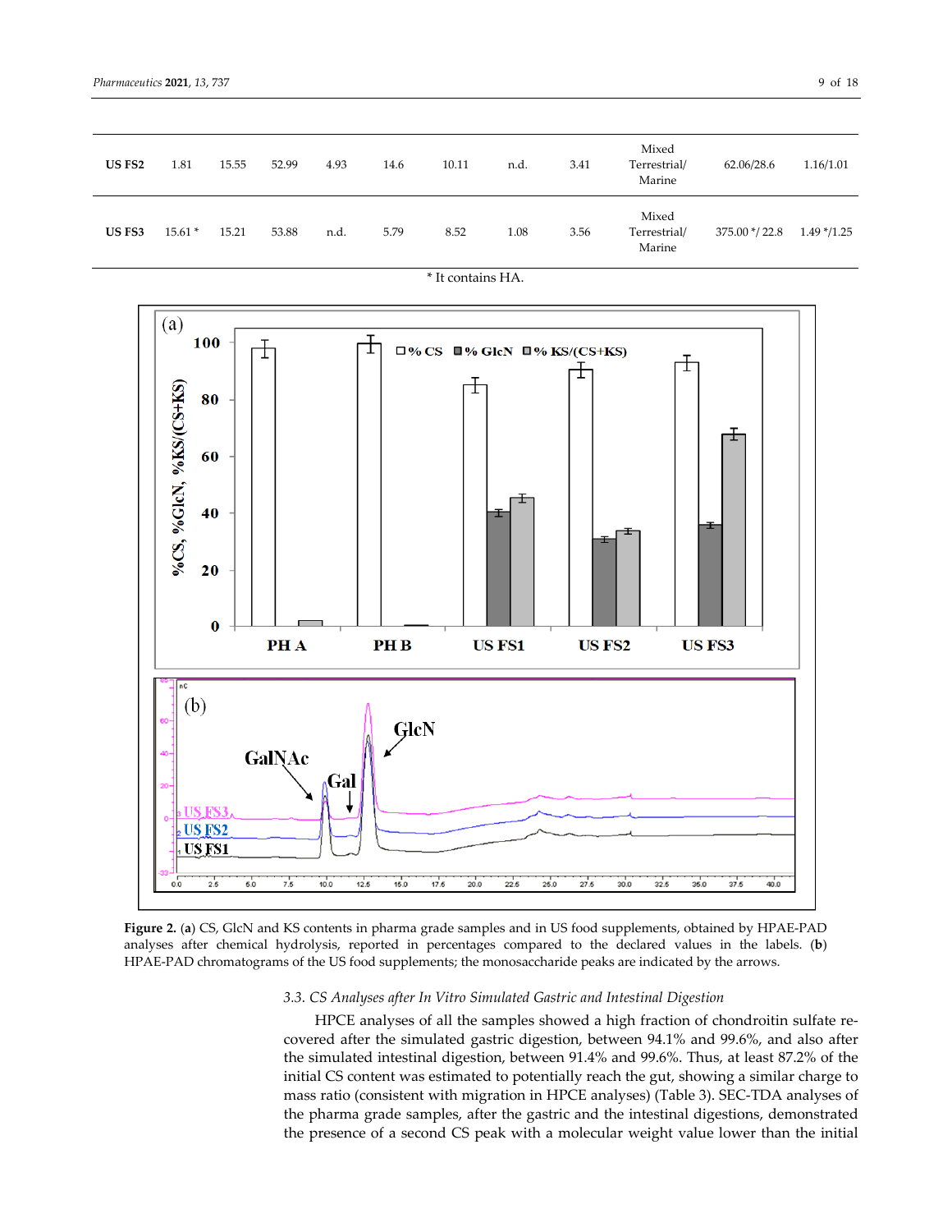| US FS2 | 1.81 | 15.55 | 52.99 | 4.93 | 14.6 | 10.11 | n.d. | 3.41 | Mixed Terrestrial/ Marine | 62.06/28.6 | 1.16/1.01 |
|---|---|---|---|---|---|---|---|---|---|---|---|
| US FS3 | 15.61 * | 15.21 | 53.88 | n.d. | 5.79 | 8.52 | 1.08 | 3.56 | Mixed Terrestrial/ Marine | 375.00 */ 22.8 | 1.49 */1.25 |

\* It contains HA.

**Figure 2.** (**a**) CS, GlcN and KS contents in pharma grade samples and in US food supplements, obtained by HPAE-PAD analyses after chemical hydrolysis, reported in percentages compared to the declared values in the labels. (**b**) HPAE-PAD chromatograms of the US food supplements; the monosaccharide peaks are indicated by the arrows.

### 3.3. CS Analyses after In Vitro Simulated Gastric and Intestinal Digestion

HPCE analyses of all the samples showed a high fraction of chondroitin sulfate recovered after the simulated gastric digestion, between 94.1% and 99.6%, and also after the simulated intestinal digestion, between 91.4% and 99.6%. Thus, at least 87.2% of the initial CS content was estimated to potentially reach the gut, showing a similar charge to mass ratio (consistent with migration in HPCE analyses) (Table 3). SEC-TDA analyses of the pharma grade samples, after the gastric and the intestinal digestions, demonstrated the presence of a second CS peak with a molecular weight value lower than the initial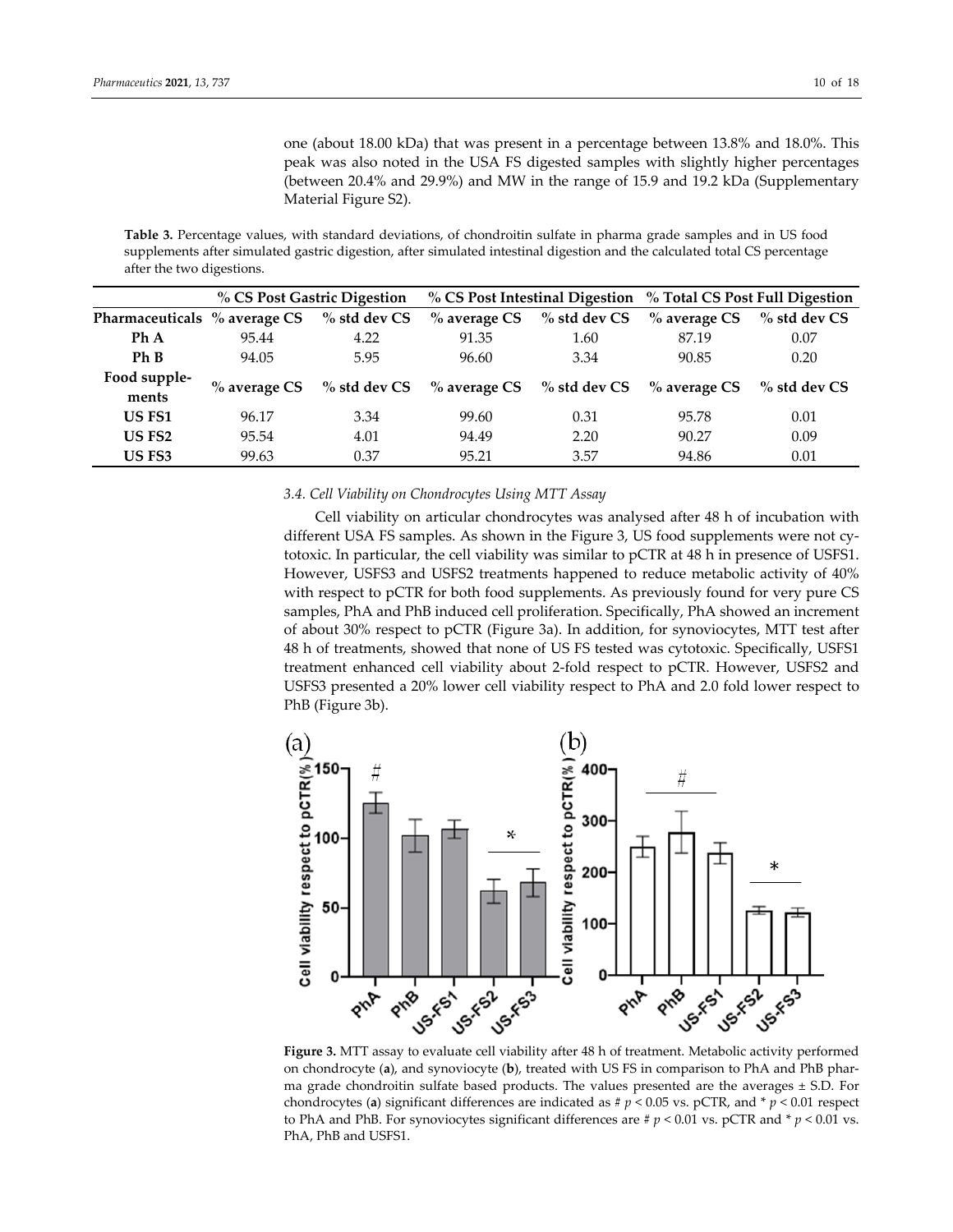one (about 18.00 kDa) that was present in a percentage between 13.8% and 18.0%. This peak was also noted in the USA FS digested samples with slightly higher percentages (between 20.4% and 29.9%) and MW in the range of 15.9 and 19.2 kDa (Supplementary Material Figure S2).

**Table 3.** Percentage values, with standard deviations, of chondroitin sulfate in pharma grade samples and in US food supplements after simulated gastric digestion, after simulated intestinal digestion and the calculated total CS percentage after the two digestions.

| | % CS Post Gastric Digestion | | % CS Post Intestinal Digestion | | % Total CS Post Full Digestion | |
|---|---|---|---|---|---|---|
| **Pharmaceuticals** | % average CS | % std dev CS | % average CS | % std dev CS | % average CS | % std dev CS |
| **Ph A** | 95.44 | 4.22 | 91.35 | 1.60 | 87.19 | 0.07 |
| **Ph B** | 94.05 | 5.95 | 96.60 | 3.34 | 90.85 | 0.20 |
| **Food supplements** | % average CS | % std dev CS | % average CS | % std dev CS | % average CS | % std dev CS |
| **US FS1** | 96.17 | 3.34 | 99.60 | 0.31 | 95.78 | 0.01 |
| **US FS2** | 95.54 | 4.01 | 94.49 | 2.20 | 90.27 | 0.09 |
| **US FS3** | 99.63 | 0.37 | 95.21 | 3.57 | 94.86 | 0.01 |

### *3.4. Cell Viability on Chondrocytes Using MTT Assay*

Cell viability on articular chondrocytes was analysed after 48 h of incubation with different USA FS samples. As shown in the Figure 3, US food supplements were not cytotoxic. In particular, the cell viability was similar to pCTR at 48 h in presence of USFS1. However, USFS3 and USFS2 treatments happened to reduce metabolic activity of 40% with respect to pCTR for both food supplements. As previously found for very pure CS samples, PhA and PhB induced cell proliferation. Specifically, PhA showed an increment of about 30% respect to pCTR (Figure 3a). In addition, for synoviocytes, MTT test after 48 h of treatments, showed that none of US FS tested was cytotoxic. Specifically, USFS1 treatment enhanced cell viability about 2-fold respect to pCTR. However, USFS2 and USFS3 presented a 20% lower cell viability respect to PhA and 2.0 fold lower respect to PhB (Figure 3b).

**Figure 3.** MTT assay to evaluate cell viability after 48 h of treatment. Metabolic activity performed on chondrocyte (**a**), and synoviocyte (**b**), treated with US FS in comparison to PhA and PhB pharma grade chondroitin sulfate based products. The values presented are the averages ± S.D. For chondrocytes (**a**) significant differences are indicated as # $p < 0.05$ vs. pCTR, and * $p < 0.01$ respect to PhA and PhB. For synoviocytes significant differences are # $p < 0.01$ vs. pCTR and * $p < 0.01$ vs. PhA, PhB and USFS1.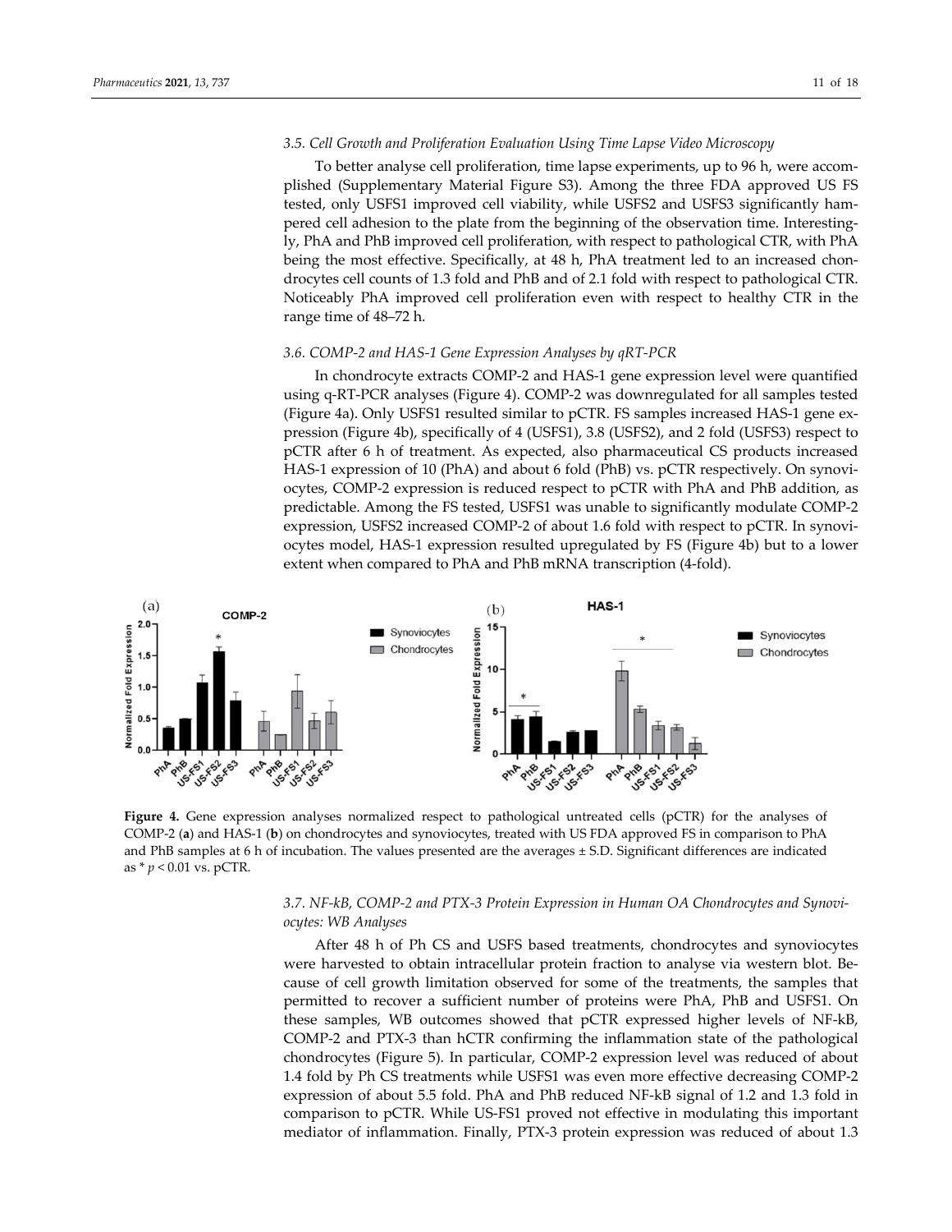### 3.5. Cell Growth and Proliferation Evaluation Using Time Lapse Video Microscopy

To better analyse cell proliferation, time lapse experiments, up to 96 h, were accomplished (Supplementary Material Figure S3). Among the three FDA approved US FS tested, only USFS1 improved cell viability, while USFS2 and USFS3 significantly hampered cell adhesion to the plate from the beginning of the observation time. Interestingly, PhA and PhB improved cell proliferation, with respect to pathological CTR, with PhA being the most effective. Specifically, at 48 h, PhA treatment led to an increased chondrocytes cell counts of 1.3 fold and PhB and of 2.1 fold with respect to pathological CTR. Noticeably PhA improved cell proliferation even with respect to healthy CTR in the range time of 48–72 h.

### 3.6. COMP-2 and HAS-1 Gene Expression Analyses by qRT-PCR

In chondrocyte extracts COMP-2 and HAS-1 gene expression level were quantified using q-RT-PCR analyses (Figure 4). COMP-2 was downregulated for all samples tested (Figure 4a). Only USFS1 resulted similar to pCTR. FS samples increased HAS-1 gene expression (Figure 4b), specifically of 4 (USFS1), 3.8 (USFS2), and 2 fold (USFS3) respect to pCTR after 6 h of treatment. As expected, also pharmaceutical CS products increased HAS-1 expression of 10 (PhA) and about 6 fold (PhB) vs. pCTR respectively. On synoviocytes, COMP-2 expression is reduced respect to pCTR with PhA and PhB addition, as predictable. Among the FS tested, USFS1 was unable to significantly modulate COMP-2 expression, USFS2 increased COMP-2 of about 1.6 fold with respect to pCTR. In synoviocytes model, HAS-1 expression resulted upregulated by FS (Figure 4b) but to a lower extent when compared to PhA and PhB mRNA transcription (4-fold).

**Figure 4.** Gene expression analyses normalized respect to pathological untreated cells (pCTR) for the analyses of COMP-2 (**a**) and HAS-1 (**b**) on chondrocytes and synoviocytes, treated with US FDA approved FS in comparison to PhA and PhB samples at 6 h of incubation. The values presented are the averages ± S.D. Significant differences are indicated as * $p < 0.01$ vs. pCTR.

### 3.7. NF-kB, COMP-2 and PTX-3 Protein Expression in Human OA Chondrocytes and Synoviocytes: WB Analyses

After 48 h of Ph CS and USFS based treatments, chondrocytes and synoviocytes were harvested to obtain intracellular protein fraction to analyse via western blot. Because of cell growth limitation observed for some of the treatments, the samples that permitted to recover a sufficient number of proteins were PhA, PhB and USFS1. On these samples, WB outcomes showed that pCTR expressed higher levels of NF-kB, COMP-2 and PTX-3 than hCTR confirming the inflammation state of the pathological chondrocytes (Figure 5). In particular, COMP-2 expression level was reduced of about 1.4 fold by Ph CS treatments while USFS1 was even more effective decreasing COMP-2 expression of about 5.5 fold. PhA and PhB reduced NF-kB signal of 1.2 and 1.3 fold in comparison to pCTR. While US-FS1 proved not effective in modulating this important mediator of inflammation. Finally, PTX-3 protein expression was reduced of about 1.3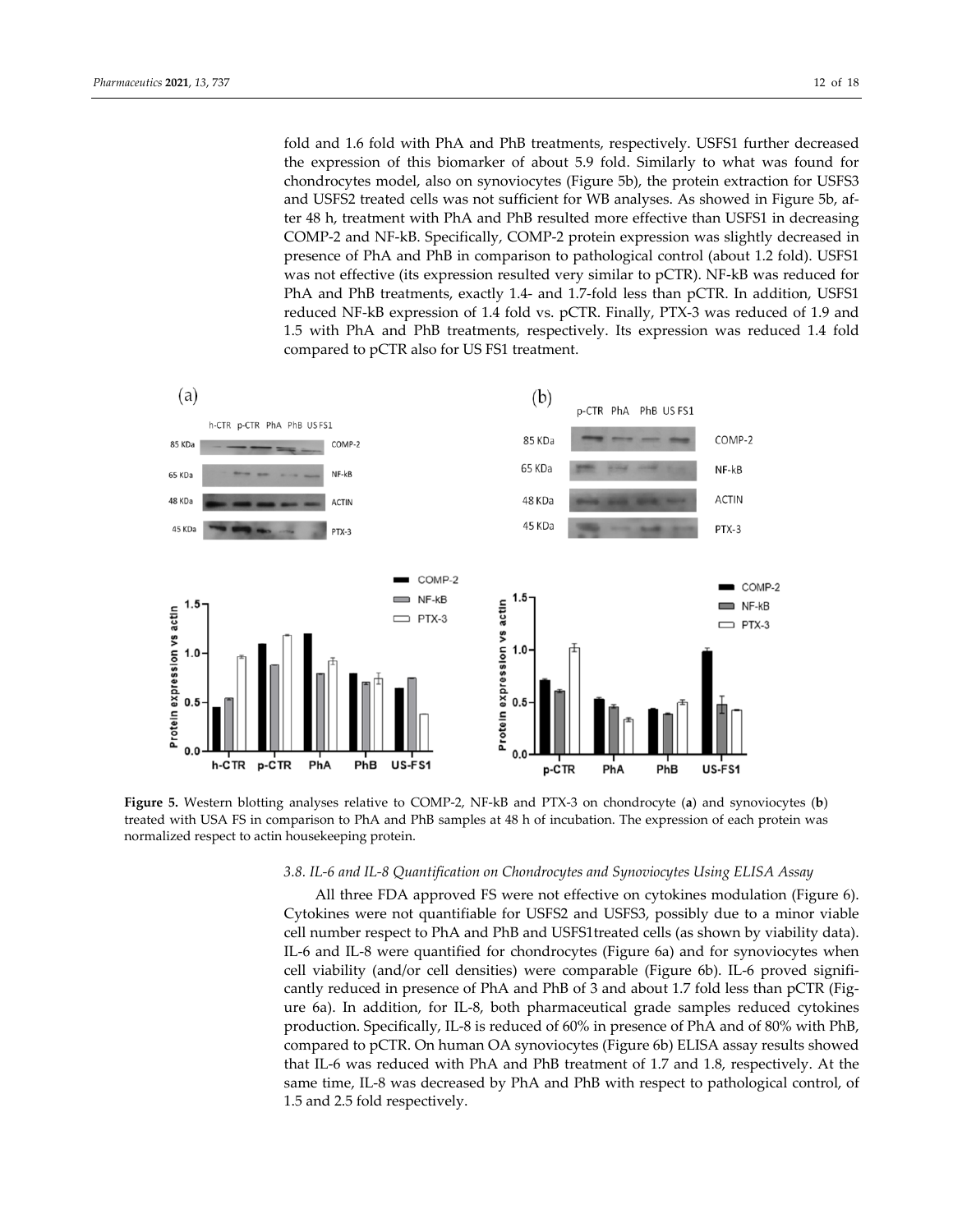fold and 1.6 fold with PhA and PhB treatments, respectively. USFS1 further decreased the expression of this biomarker of about 5.9 fold. Similarly to what was found for chondrocytes model, also on synoviocytes (Figure 5b), the protein extraction for USFS3 and USFS2 treated cells was not sufficient for WB analyses. As showed in Figure 5b, after 48 h, treatment with PhA and PhB resulted more effective than USFS1 in decreasing COMP-2 and NF-kB. Specifically, COMP-2 protein expression was slightly decreased in presence of PhA and PhB in comparison to pathological control (about 1.2 fold). USFS1 was not effective (its expression resulted very similar to pCTR). NF-kB was reduced for PhA and PhB treatments, exactly 1.4- and 1.7-fold less than pCTR. In addition, USFS1 reduced NF-kB expression of 1.4 fold vs. pCTR. Finally, PTX-3 was reduced of 1.9 and 1.5 with PhA and PhB treatments, respectively. Its expression was reduced 1.4 fold compared to pCTR also for US FS1 treatment.

**Figure 5.** Western blotting analyses relative to COMP-2, NF-kB and PTX-3 on chondrocyte (**a**) and synoviocytes (**b**) treated with USA FS in comparison to PhA and PhB samples at 48 h of incubation. The expression of each protein was normalized respect to actin housekeeping protein.

### 3.8. IL-6 and IL-8 Quantification on Chondrocytes and Synoviocytes Using ELISA Assay

All three FDA approved FS were not effective on cytokines modulation (Figure 6). Cytokines were not quantifiable for USFS2 and USFS3, possibly due to a minor viable cell number respect to PhA and PhB and USFS1treated cells (as shown by viability data). IL-6 and IL-8 were quantified for chondrocytes (Figure 6a) and for synoviocytes when cell viability (and/or cell densities) were comparable (Figure 6b). IL-6 proved significantly reduced in presence of PhA and PhB of 3 and about 1.7 fold less than pCTR (Figure 6a). In addition, for IL-8, both pharmaceutical grade samples reduced cytokines production. Specifically, IL-8 is reduced of 60% in presence of PhA and of 80% with PhB, compared to pCTR. On human OA synoviocytes (Figure 6b) ELISA assay results showed that IL-6 was reduced with PhA and PhB treatment of 1.7 and 1.8, respectively. At the same time, IL-8 was decreased by PhA and PhB with respect to pathological control, of 1.5 and 2.5 fold respectively.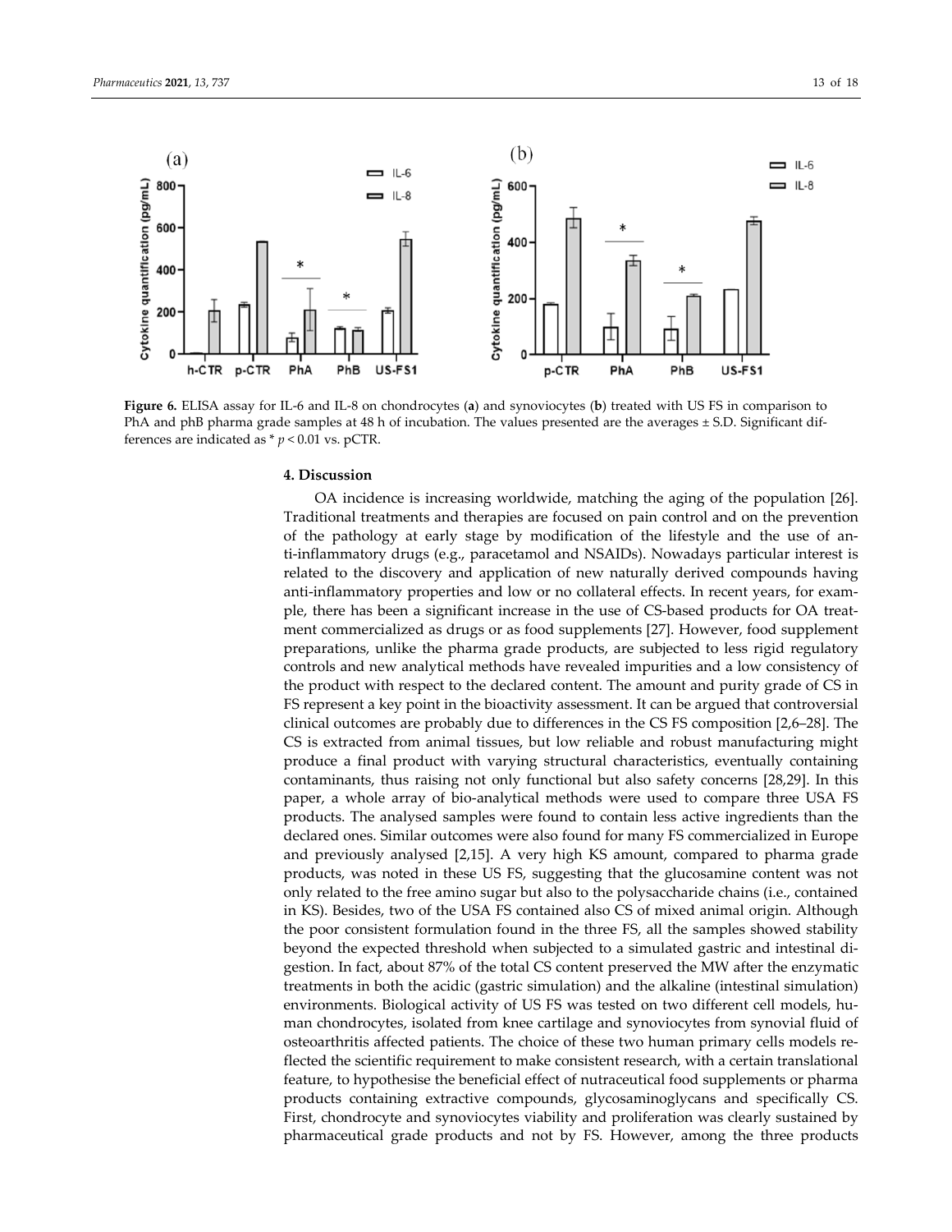Figure 6. ELISA assay for IL-6 and IL-8 on chondrocytes (**a**) and synoviocytes (**b**) treated with US FS in comparison to PhA and phB pharma grade samples at 48 h of incubation. The values presented are the averages ± S.D. Significant differences are indicated as * $p < 0.01$ vs. pCTR.

## 4. Discussion

OA incidence is increasing worldwide, matching the aging of the population [26]. Traditional treatments and therapies are focused on pain control and on the prevention of the pathology at early stage by modification of the lifestyle and the use of anti-inflammatory drugs (e.g., paracetamol and NSAIDs). Nowadays particular interest is related to the discovery and application of new naturally derived compounds having anti-inflammatory properties and low or no collateral effects. In recent years, for example, there has been a significant increase in the use of CS-based products for OA treatment commercialized as drugs or as food supplements [27]. However, food supplement preparations, unlike the pharma grade products, are subjected to less rigid regulatory controls and new analytical methods have revealed impurities and a low consistency of the product with respect to the declared content. The amount and purity grade of CS in FS represent a key point in the bioactivity assessment. It can be argued that controversial clinical outcomes are probably due to differences in the CS FS composition [2,6–28]. The CS is extracted from animal tissues, but low reliable and robust manufacturing might produce a final product with varying structural characteristics, eventually containing contaminants, thus raising not only functional but also safety concerns [28,29]. In this paper, a whole array of bio-analytical methods were used to compare three USA FS products. The analysed samples were found to contain less active ingredients than the declared ones. Similar outcomes were also found for many FS commercialized in Europe and previously analysed [2,15]. A very high KS amount, compared to pharma grade products, was noted in these US FS, suggesting that the glucosamine content was not only related to the free amino sugar but also to the polysaccharide chains (i.e., contained in KS). Besides, two of the USA FS contained also CS of mixed animal origin. Although the poor consistent formulation found in the three FS, all the samples showed stability beyond the expected threshold when subjected to a simulated gastric and intestinal digestion. In fact, about 87% of the total CS content preserved the MW after the enzymatic treatments in both the acidic (gastric simulation) and the alkaline (intestinal simulation) environments. Biological activity of US FS was tested on two different cell models, human chondrocytes, isolated from knee cartilage and synoviocytes from synovial fluid of osteoarthritis affected patients. The choice of these two human primary cells models reflected the scientific requirement to make consistent research, with a certain translational feature, to hypothesise the beneficial effect of nutraceutical food supplements or pharma products containing extractive compounds, glycosaminoglycans and specifically CS. First, chondrocyte and synoviocytes viability and proliferation was clearly sustained by pharmaceutical grade products and not by FS. However, among the three products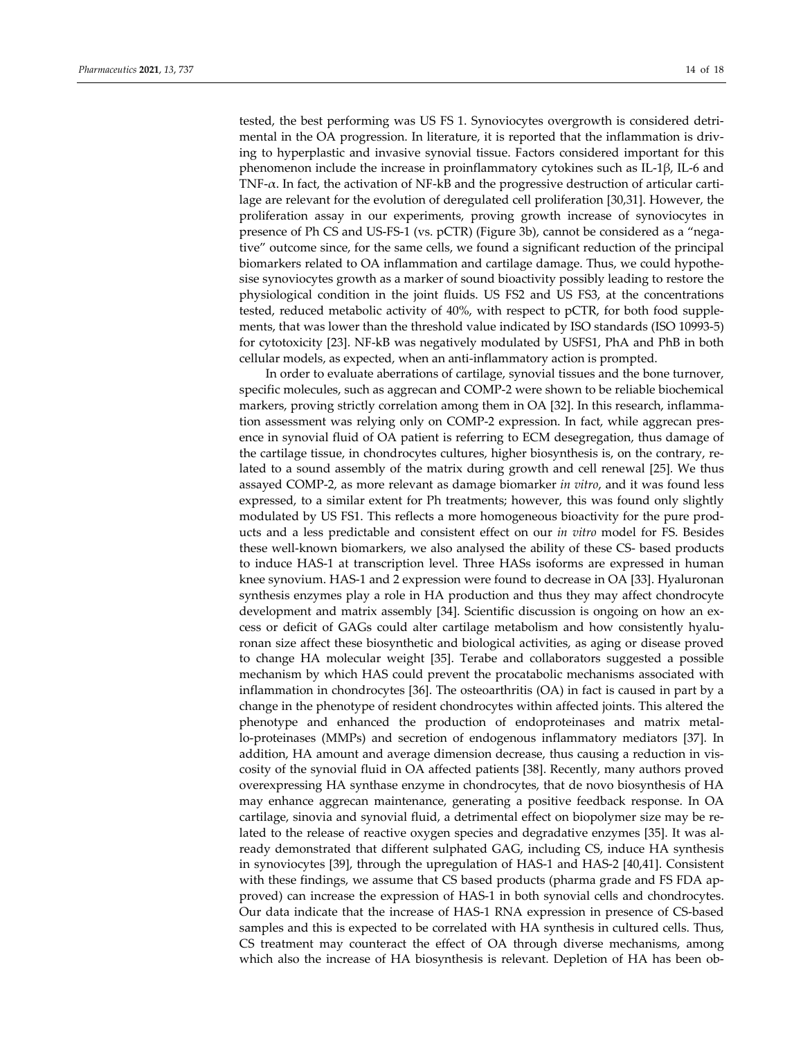tested, the best performing was US FS 1. Synoviocytes overgrowth is considered detrimental in the OA progression. In literature, it is reported that the inflammation is driving to hyperplastic and invasive synovial tissue. Factors considered important for this phenomenon include the increase in proinflammatory cytokines such as IL-1β, IL-6 and TNF-α. In fact, the activation of NF-kB and the progressive destruction of articular cartilage are relevant for the evolution of deregulated cell proliferation [30,31]. However, the proliferation assay in our experiments, proving growth increase of synoviocytes in presence of Ph CS and US-FS-1 (vs. pCTR) (Figure 3b), cannot be considered as a "negative" outcome since, for the same cells, we found a significant reduction of the principal biomarkers related to OA inflammation and cartilage damage. Thus, we could hypothesise synoviocytes growth as a marker of sound bioactivity possibly leading to restore the physiological condition in the joint fluids. US FS2 and US FS3, at the concentrations tested, reduced metabolic activity of 40%, with respect to pCTR, for both food supplements, that was lower than the threshold value indicated by ISO standards (ISO 10993-5) for cytotoxicity [23]. NF-kB was negatively modulated by USFS1, PhA and PhB in both cellular models, as expected, when an anti-inflammatory action is prompted.

In order to evaluate aberrations of cartilage, synovial tissues and the bone turnover, specific molecules, such as aggrecan and COMP-2 were shown to be reliable biochemical markers, proving strictly correlation among them in OA [32]. In this research, inflammation assessment was relying only on COMP-2 expression. In fact, while aggrecan presence in synovial fluid of OA patient is referring to ECM desegregation, thus damage of the cartilage tissue, in chondrocytes cultures, higher biosynthesis is, on the contrary, related to a sound assembly of the matrix during growth and cell renewal [25]. We thus assayed COMP-2, as more relevant as damage biomarker *in vitro*, and it was found less expressed, to a similar extent for Ph treatments; however, this was found only slightly modulated by US FS1. This reflects a more homogeneous bioactivity for the pure products and a less predictable and consistent effect on our *in vitro* model for FS. Besides these well-known biomarkers, we also analysed the ability of these CS- based products to induce HAS-1 at transcription level. Three HASs isoforms are expressed in human knee synovium. HAS-1 and 2 expression were found to decrease in OA [33]. Hyaluronan synthesis enzymes play a role in HA production and thus they may affect chondrocyte development and matrix assembly [34]. Scientific discussion is ongoing on how an excess or deficit of GAGs could alter cartilage metabolism and how consistently hyaluronan size affect these biosynthetic and biological activities, as aging or disease proved to change HA molecular weight [35]. Terabe and collaborators suggested a possible mechanism by which HAS could prevent the procatabolic mechanisms associated with inflammation in chondrocytes [36]. The osteoarthritis (OA) in fact is caused in part by a change in the phenotype of resident chondrocytes within affected joints. This altered the phenotype and enhanced the production of endoproteinases and matrix metallo-proteinases (MMPs) and secretion of endogenous inflammatory mediators [37]. In addition, HA amount and average dimension decrease, thus causing a reduction in viscosity of the synovial fluid in OA affected patients [38]. Recently, many authors proved overexpressing HA synthase enzyme in chondrocytes, that de novo biosynthesis of HA may enhance aggrecan maintenance, generating a positive feedback response. In OA cartilage, sinovia and synovial fluid, a detrimental effect on biopolymer size may be related to the release of reactive oxygen species and degradative enzymes [35]. It was already demonstrated that different sulphated GAG, including CS, induce HA synthesis in synoviocytes [39], through the upregulation of HAS-1 and HAS-2 [40,41]. Consistent with these findings, we assume that CS based products (pharma grade and FS FDA approved) can increase the expression of HAS-1 in both synovial cells and chondrocytes. Our data indicate that the increase of HAS-1 RNA expression in presence of CS-based samples and this is expected to be correlated with HA synthesis in cultured cells. Thus, CS treatment may counteract the effect of OA through diverse mechanisms, among which also the increase of HA biosynthesis is relevant. Depletion of HA has been ob-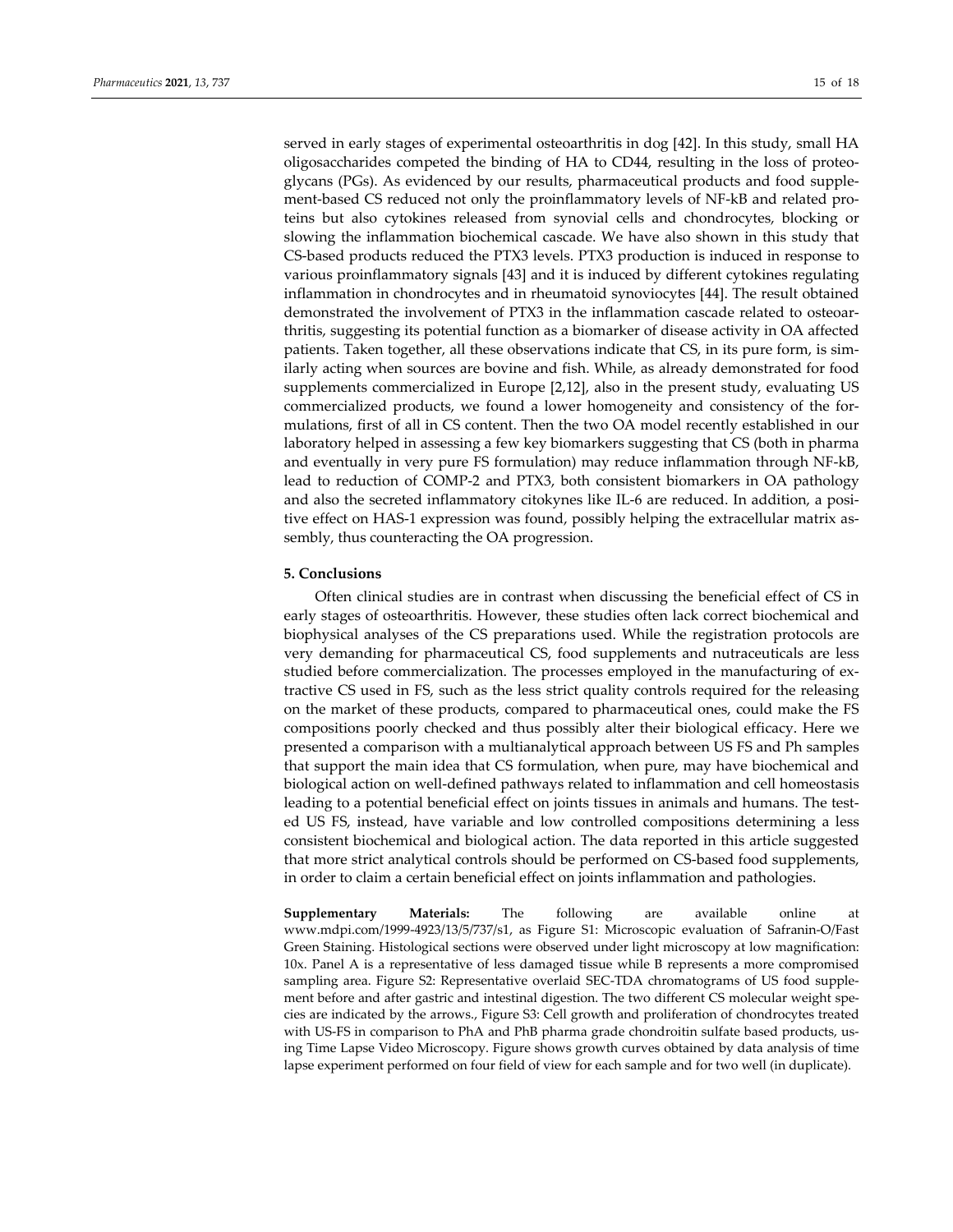served in early stages of experimental osteoarthritis in dog [42]. In this study, small HA oligosaccharides competed the binding of HA to CD44, resulting in the loss of proteoglycans (PGs). As evidenced by our results, pharmaceutical products and food supplement-based CS reduced not only the proinflammatory levels of NF-kB and related proteins but also cytokines released from synovial cells and chondrocytes, blocking or slowing the inflammation biochemical cascade. We have also shown in this study that CS-based products reduced the PTX3 levels. PTX3 production is induced in response to various proinflammatory signals [43] and it is induced by different cytokines regulating inflammation in chondrocytes and in rheumatoid synoviocytes [44]. The result obtained demonstrated the involvement of PTX3 in the inflammation cascade related to osteoarthritis, suggesting its potential function as a biomarker of disease activity in OA affected patients. Taken together, all these observations indicate that CS, in its pure form, is similarly acting when sources are bovine and fish. While, as already demonstrated for food supplements commercialized in Europe [2,12], also in the present study, evaluating US commercialized products, we found a lower homogeneity and consistency of the formulations, first of all in CS content. Then the two OA model recently established in our laboratory helped in assessing a few key biomarkers suggesting that CS (both in pharma and eventually in very pure FS formulation) may reduce inflammation through NF-kB, lead to reduction of COMP-2 and PTX3, both consistent biomarkers in OA pathology and also the secreted inflammatory citokynes like IL-6 are reduced. In addition, a positive effect on HAS-1 expression was found, possibly helping the extracellular matrix assembly, thus counteracting the OA progression.

## 5. Conclusions

Often clinical studies are in contrast when discussing the beneficial effect of CS in early stages of osteoarthritis. However, these studies often lack correct biochemical and biophysical analyses of the CS preparations used. While the registration protocols are very demanding for pharmaceutical CS, food supplements and nutraceuticals are less studied before commercialization. The processes employed in the manufacturing of extractive CS used in FS, such as the less strict quality controls required for the releasing on the market of these products, compared to pharmaceutical ones, could make the FS compositions poorly checked and thus possibly alter their biological efficacy. Here we presented a comparison with a multianalytical approach between US FS and Ph samples that support the main idea that CS formulation, when pure, may have biochemical and biological action on well-defined pathways related to inflammation and cell homeostasis leading to a potential beneficial effect on joints tissues in animals and humans. The tested US FS, instead, have variable and low controlled compositions determining a less consistent biochemical and biological action. The data reported in this article suggested that more strict analytical controls should be performed on CS-based food supplements, in order to claim a certain beneficial effect on joints inflammation and pathologies.

**Supplementary Materials:** The following are available online at www.mdpi.com/1999-4923/13/5/737/s1, as Figure S1: Microscopic evaluation of Safranin-O/Fast Green Staining. Histological sections were observed under light microscopy at low magnification: 10x. Panel A is a representative of less damaged tissue while B represents a more compromised sampling area. Figure S2: Representative overlaid SEC-TDA chromatograms of US food supplement before and after gastric and intestinal digestion. The two different CS molecular weight species are indicated by the arrows., Figure S3: Cell growth and proliferation of chondrocytes treated with US-FS in comparison to PhA and PhB pharma grade chondroitin sulfate based products, using Time Lapse Video Microscopy. Figure shows growth curves obtained by data analysis of time lapse experiment performed on four field of view for each sample and for two well (in duplicate).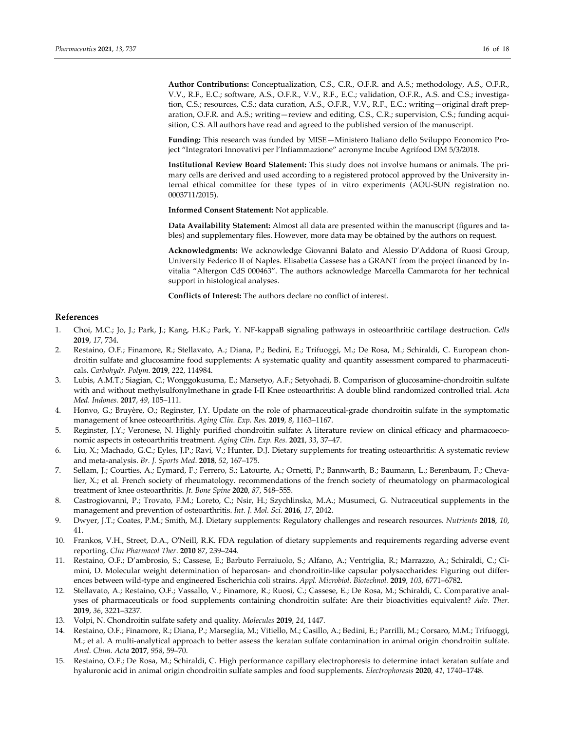**Author Contributions:** Conceptualization, C.S., C.R., O.F.R. and A.S.; methodology, A.S., O.F.R., V.V., R.F., E.C.; software, A.S., O.F.R., V.V., R.F., E.C.; validation, O.F.R., A.S. and C.S.; investigation, C.S.; resources, C.S.; data curation, A.S., O.F.R., V.V., R.F., E.C.; writing—original draft preparation, O.F.R. and A.S.; writing—review and editing, C.S., C.R.; supervision, C.S.; funding acquisition, C.S. All authors have read and agreed to the published version of the manuscript.

**Funding:** This research was funded by MISE—Ministero Italiano dello Sviluppo Economico Project "Integratori Innovativi per l'Infiammazione" acronyme Incube Agrifood DM 5/3/2018.

**Institutional Review Board Statement:** This study does not involve humans or animals. The primary cells are derived and used according to a registered protocol approved by the University internal ethical committee for these types of in vitro experiments (AOU-SUN registration no. 0003711/2015).

**Informed Consent Statement:** Not applicable.

**Data Availability Statement:** Almost all data are presented within the manuscript (figures and tables) and supplementary files. However, more data may be obtained by the authors on request.

**Acknowledgments:** We acknowledge Giovanni Balato and Alessio D'Addona of Ruosi Group, University Federico II of Naples. Elisabetta Cassese has a GRANT from the project financed by Invitalia "Altergon CdS 000463". The authors acknowledge Marcella Cammarota for her technical support in histological analyses.

**Conflicts of Interest:** The authors declare no conflict of interest.

## References

1. Choi, M.C.; Jo, J.; Park, J.; Kang, H.K.; Park, Y. NF-kappaB signaling pathways in osteoarthritic cartilage destruction. *Cells* **2019**, *17*, 734.
2. Restaino, O.F.; Finamore, R.; Stellavato, A.; Diana, P.; Bedini, E.; Trifuoggi, M.; De Rosa, M.; Schiraldi, C. European chondroitin sulfate and glucosamine food supplements: A systematic quality and quantity assessment compared to pharmaceuticals. *Carbohydr. Polym.* **2019**, *222*, 114984.
3. Lubis, A.M.T.; Siagian, C.; Wonggokusuma, E.; Marsetyo, A.F.; Setyohadi, B. Comparison of glucosamine-chondroitin sulfate with and without methylsulfonylmethane in grade I-II Knee osteoarthritis: A double blind randomized controlled trial. *Acta Med. Indones.* **2017**, *49*, 105–111.
4. Honvo, G.; Bruyère, O.; Reginster, J.Y. Update on the role of pharmaceutical-grade chondroitin sulfate in the symptomatic management of knee osteoarthritis. *Aging Clin. Exp. Res.* **2019**, *8*, 1163–1167.
5. Reginster, J.Y.; Veronese, N. Highly purified chondroitin sulfate: A literature review on clinical efficacy and pharmacoeconomic aspects in osteoarthritis treatment. *Aging Clin. Exp. Res.* **2021**, *33*, 37–47.
6. Liu, X.; Machado, G.C.; Eyles, J.P.; Ravi, V.; Hunter, D.J. Dietary supplements for treating osteoarthritis: A systematic review and meta-analysis. *Br. J. Sports Med*. **2018**, *52*, 167–175.
7. Sellam, J.; Courties, A.; Eymard, F.; Ferrero, S.; Latourte, A.; Ornetti, P.; Bannwarth, B.; Baumann, L.; Berenbaum, F.; Chevalier, X.; et al. French society of rheumatology. recommendations of the french society of rheumatology on pharmacological treatment of knee osteoarthritis. *Jt. Bone Spine* **2020**, *87*, 548–555.
8. Castrogiovanni, P.; Trovato, F.M.; Loreto, C.; Nsir, H.; Szychlinska, M.A.; Musumeci, G. Nutraceutical supplements in the management and prevention of osteoarthritis. *Int. J. Mol. Sci.* **2016**, *17*, 2042.
9. Dwyer, J.T.; Coates, P.M.; Smith, M.J. Dietary supplements: Regulatory challenges and research resources. *Nutrients* **2018**, *10*, 41.
10. Frankos, V.H., Street, D.A., O'Neill, R.K. FDA regulation of dietary supplements and requirements regarding adverse event reporting. *Clin Pharmacol Ther*. **2010** 87, 239–244.
11. Restaino, O.F.; D'ambrosio, S.; Cassese, E.; Barbuto Ferraiuolo, S.; Alfano, A.; Ventriglia, R.; Marrazzo, A.; Schiraldi, C.; Cimini, D. Molecular weight determination of heparosan- and chondroitin-like capsular polysaccharides: Figuring out differences between wild-type and engineered Escherichia coli strains. *Appl. Microbiol. Biotechnol.* **2019**, *103*, 6771–6782.
12. Stellavato, A.; Restaino, O.F.; Vassallo, V.; Finamore, R.; Ruosi, C.; Cassese, E.; De Rosa, M.; Schiraldi, C. Comparative analyses of pharmaceuticals or food supplements containing chondroitin sulfate: Are their bioactivities equivalent? *Adv. Ther.* **2019**, *36*, 3221–3237.
13. Volpi, N. Chondroitin sulfate safety and quality. *Molecules* **2019**, *24*, 1447.
14. Restaino, O.F.; Finamore, R.; Diana, P.; Marseglia, M.; Vitiello, M.; Casillo, A.; Bedini, E.; Parrilli, M.; Corsaro, M.M.; Trifuoggi, M.; et al. A multi-analytical approach to better assess the keratan sulfate contamination in animal origin chondroitin sulfate. *Anal. Chim. Acta* **2017**, *958*, 59–70.
15. Restaino, O.F.; De Rosa, M.; Schiraldi, C. High performance capillary electrophoresis to determine intact keratan sulfate and hyaluronic acid in animal origin chondroitin sulfate samples and food supplements. *Electrophoresis* **2020**, *41*, 1740–1748.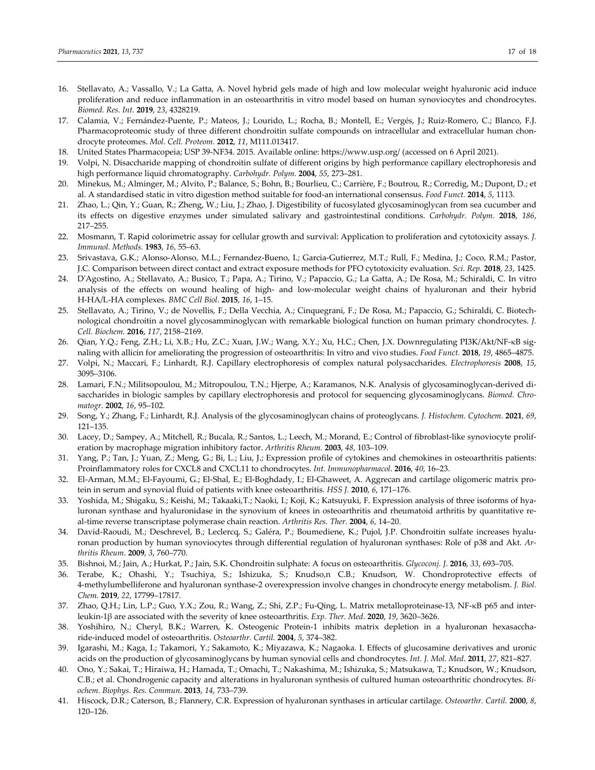16. Stellavato, A.; Vassallo, V.; La Gatta, A. Novel hybrid gels made of high and low molecular weight hyaluronic acid induce proliferation and reduce inflammation in an osteoarthritis in vitro model based on human synoviocytes and chondrocytes. *Biomed. Res. Int.* **2019**, *23*, 4328219.
17. Calamia, V.; Fernández-Puente, P.; Mateos, J.; Lourido, L.; Rocha, B.; Montell, E.; Vergés, J.; Ruiz-Romero, C.; Blanco, F.J. Pharmacoproteomic study of three different chondroitin sulfate compounds on intracellular and extracellular human chondrocyte proteomes. *Mol. Cell. Proteom.* **2012**, *11*, M111.013417.
18. United States Pharmacopeia; USP 39-NF34. 2015. Available online: https://www.usp.org/ (accessed on 6 April 2021).
19. Volpi, N. Disaccharide mapping of chondroitin sulfate of different origins by high performance capillary electrophoresis and high performance liquid chromatography. *Carbohydr. Polym.* **2004**, *55*, 273–281.
20. Minekus, M.; Alminger, M.; Alvito, P.; Balance, S.; Bohn, B.; Bourlieu, C.; Carrière, F.; Boutrou, R.; Corredig, M.; Dupont, D.; et al. A standardised static in vitro digestion method suitable for food-an international consensus. *Food Funct.* **2014**, *5*, 1113.
21. Zhao, L.; Qin, Y.; Guan, R.; Zheng, W.; Liu, J.; Zhao, J. Digestibility of fucosylated glycosaminoglycan from sea cucumber and its effects on digestive enzymes under simulated salivary and gastrointestinal conditions. *Carbohydr. Polym.* **2018**, *186*, 217–255.
22. Mosmann, T. Rapid colorimetric assay for cellular growth and survival: Application to proliferation and cytotoxicity assays. *J. Immunol. Methods.* **1983**, *16*, 55–63.
23. Srivastava, G.K.; Alonso-Alonso, M.L.; Fernandez-Bueno, I.; Garcia-Gutierrez, M.T.; Rull, F.; Medina, J.; Coco, R.M.; Pastor, J.C. Comparison between direct contact and extract exposure methods for PFO cytotoxicity evaluation. *Sci. Rep.* **2018**, *23*, 1425.
24. D'Agostino, A.; Stellavato, A.; Busico, T.; Papa, A.; Tirino, V.; Papaccio, G.; La Gatta, A.; De Rosa, M.; Schiraldi, C. In vitro analysis of the effects on wound healing of high- and low-molecular weight chains of hyaluronan and their hybrid H-HA/L-HA complexes. *BMC Cell Biol.* **2015**, *16*, 1–15.
25. Stellavato, A.; Tirino, V.; de Novellis, F.; Della Vecchia, A.; Cinquegrani, F.; De Rosa, M.; Papaccio, G.; Schiraldi, C. Biotechnological chondroitin a novel glycosamminoglycan with remarkable biological function on human primary chondrocytes. *J. Cell. Biochem.* **2016**, *117*, 2158–2169.
26. Qian, Y.Q.; Feng, Z.H.; Li, X.B.; Hu, Z.C.; Xuan, J.W.; Wang, X.Y.; Xu, H.C.; Chen, J.X. Downregulating PI3K/Akt/NF-κB signaling with allicin for ameliorating the progression of osteoarthritis: In vitro and vivo studies. *Food Funct.* **2018**, *19*, 4865–4875.
27. Volpi, N.; Maccari, F.; Linhardt, R.J. Capillary electrophoresis of complex natural polysaccharides. *Electrophoresis* **2008**, *15*, 3095–3106.
28. Lamari, F.N.; Militsopoulou, M.; Mitropoulou, T.N.; Hjerpe, A.; Karamanos, N.K. Analysis of glycosaminoglycan-derived disaccharides in biologic samples by capillary electrophoresis and protocol for sequencing glycosaminoglycans. *Biomed. Chromatogr.* **2002**, *16*, 95–102.
29. Song, Y.; Zhang, F.; Linhardt, R.J. Analysis of the glycosaminoglycan chains of proteoglycans. *J. Histochem. Cytochem*. **2021**, *69*, 121–135.
30. Lacey, D.; Sampey, A.; Mitchell, R.; Bucala, R.; Santos, L.; Leech, M.; Morand, E.; Control of fibroblast-like synoviocyte proliferation by macrophage migration inhibitory factor. *Arthritis Rheum.* **2003**, *48*, 103–109.
31. Yang, P.; Tan, J.; Yuan, Z.; Meng, G.; Bi, L.; Liu, J.; Expression profile of cytokines and chemokines in osteoarthritis patients: Proinflammatory roles for CXCL8 and CXCL11 to chondrocytes. *Int. Immunopharmacol*. **2016**, *40*, 16–23.
32. El-Arman, M.M.; El-Fayoumi, G.; El-Shal, E.; El-Boghdady, I.; El-Ghaweet, A. Aggrecan and cartilage oligomeric matrix protein in serum and synovial fluid of patients with knee osteoarthritis. *HSS J.* **2010**, *6*, 171–176.
33. Yoshida, M.; Shigaku, S.; Keishi, M.; Takaaki,T.; Naoki, I.; Koji, K.; Katsuyuki, F. Expression analysis of three isoforms of hyaluronan synthase and hyaluronidase in the synovium of knees in osteoarthritis and rheumatoid arthritis by quantitative real-time reverse transcriptase polymerase chain reaction. *Arthritis Res. Ther.* **2004**, *6*, 14–20.
34. David-Raoudi, M.; Deschrevel, B.; Leclercq, S.; Galéra, P.; Boumediene, K.; Pujol, J.P. Chondroitin sulfate increases hyaluronan production by human synoviocytes through differential regulation of hyaluronan synthases: Role of p38 and Akt. *Arthritis Rheum*. **2009**, *3*, 760–770.
35. Bishnoi, M.; Jain, A.; Hurkat, P.; Jain, S.K. Chondroitin sulphate: A focus on osteoarthritis. *Glycoconj. J*. **2016**, *33*, 693–705.
36. Terabe, K.; Ohashi, Y.; Tsuchiya, S.; Ishizuka, S.; Knudso,n C.B.; Knudson, W. Chondroprotective effects of 4-methylumbelliferone and hyaluronan synthase-2 overexpression involve changes in chondrocyte energy metabolism. *J. Biol. Chem.* **2019**, *22*, 17799–17817.
37. Zhao, Q.H.; Lin, L.P.; Guo, Y.X.; Zou, R.; Wang, Z.; Shi, Z.P.; Fu-Qing, L. Matrix metalloproteinase-13, NF-κB p65 and interleukin-1β are associated with the severity of knee osteoarthritis. *Exp. Ther. Med*. **2020**, *19*, 3620–3626.
38. Yoshihiro, N.; Cheryl, B.K.; Warren, K. Osteogenic Protein-1 inhibits matrix depletion in a hyaluronan hexasaccharide-induced model of osteoarthritis. *Osteoarthr. Cartil.* **2004**, *5*, 374–382.
39. Igarashi, M.; Kaga, I.; Takamori, Y.; Sakamoto, K.; Miyazawa, K.; Nagaoka. I. Effects of glucosamine derivatives and uronic acids on the production of glycosaminoglycans by human synovial cells and chondrocytes. *Int. J. Mol. Med*. **2011**, *27*, 821–827.
40. Ono, Y.; Sakai, T.; Hiraiwa, H.; Hamada, T.; Omachi, T.; Nakashima, M.; Ishizuka, S.; Matsukawa, T.; Knudson, W.; Knudson, C.B.; et al. Chondrogenic capacity and alterations in hyaluronan synthesis of cultured human osteoarthritic chondrocytes. *Biochem. Biophys. Res. Commun*. **2013**, *14*, 733–739.
41. Hiscock, D.R.; Caterson, B.; Flannery, C.R. Expression of hyaluronan synthases in articular cartilage. *Osteoarthr. Cartil.* **2000**, *8*, 120–126.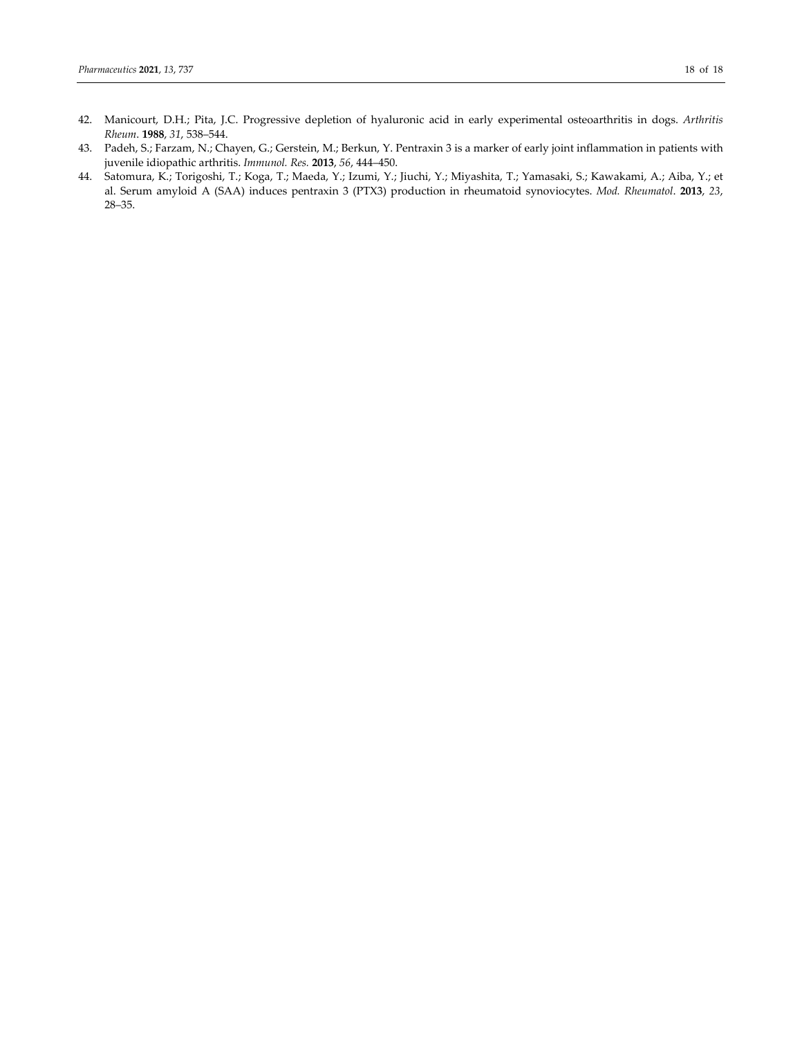42. Manicourt, D.H.; Pita, J.C. Progressive depletion of hyaluronic acid in early experimental osteoarthritis in dogs. *Arthritis Rheum*. **1988**, *31*, 538–544.
43. Padeh, S.; Farzam, N.; Chayen, G.; Gerstein, M.; Berkun, Y. Pentraxin 3 is a marker of early joint inflammation in patients with juvenile idiopathic arthritis. *Immunol. Res.* **2013**, *56*, 444–450.
44. Satomura, K.; Torigoshi, T.; Koga, T.; Maeda, Y.; Izumi, Y.; Jiuchi, Y.; Miyashita, T.; Yamasaki, S.; Kawakami, A.; Aiba, Y.; et al. Serum amyloid A (SAA) induces pentraxin 3 (PTX3) production in rheumatoid synoviocytes. *Mod. Rheumatol*. **2013**, *23*, 28–35.